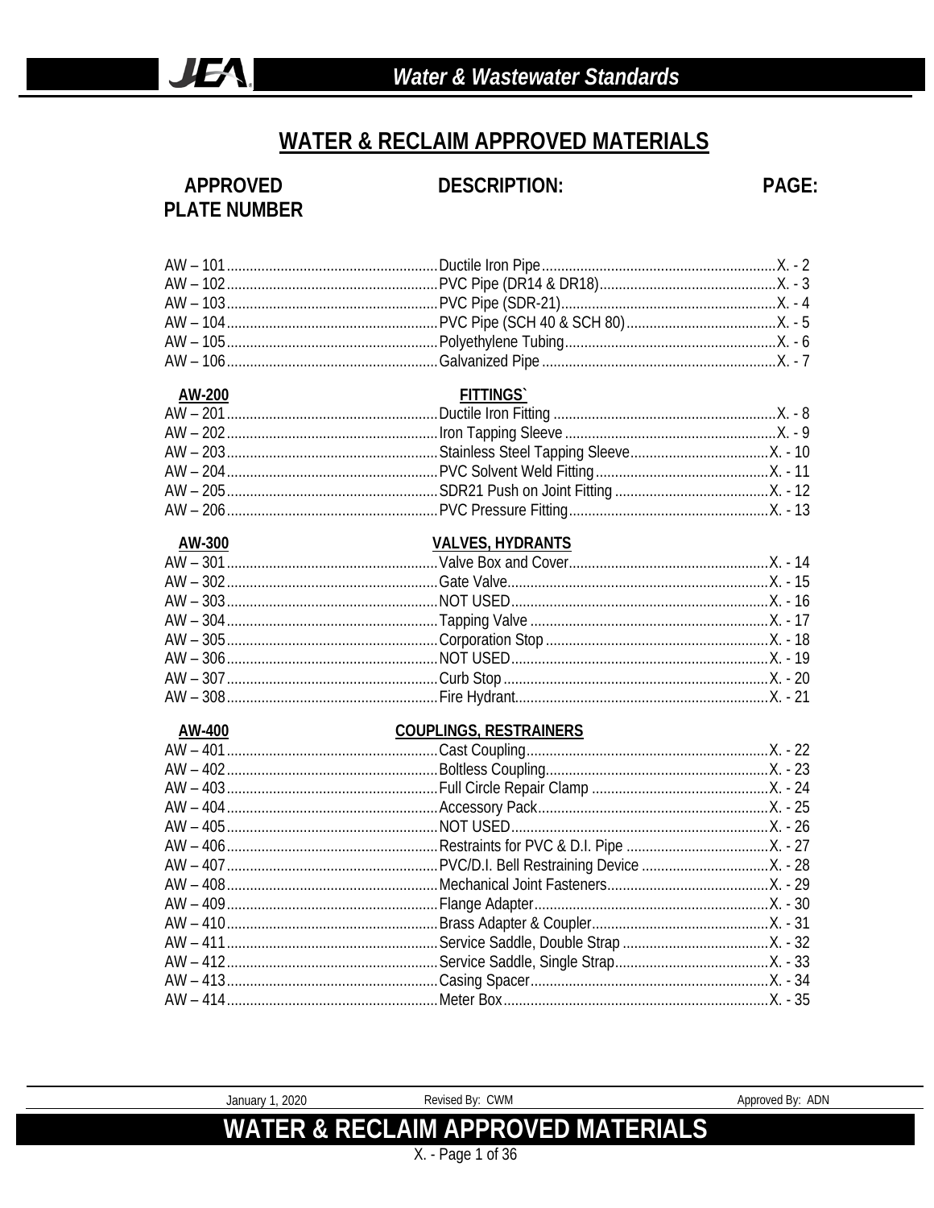# WATER & RECLAIM APPROVED MATERIALS

| APPROVED PLATE NUMBER | DESCRIPTION: | PAGE: |
|---|---|---|
| AW – 101 | Ductile Iron Pipe | X. - 2 |
| AW – 102 | PVC Pipe (DR14 & DR18) | X. - 3 |
| AW – 103 | PVC Pipe (SDR-21) | X. - 4 |
| AW – 104 | PVC Pipe (SCH 40 & SCH 80) | X. - 5 |
| AW – 105 | Polyethylene Tubing | X. - 6 |
| AW – 106 | Galvanized Pipe | X. - 7 |
| **AW-200** | **FITTINGS`** | |
| AW – 201 | Ductile Iron Fitting | X. - 8 |
| AW – 202 | Iron Tapping Sleeve | X. - 9 |
| AW – 203 | Stainless Steel Tapping Sleeve | X. - 10 |
| AW – 204 | PVC Solvent Weld Fitting | X. - 11 |
| AW – 205 | SDR21 Push on Joint Fitting | X. - 12 |
| AW – 206 | PVC Pressure Fitting | X. - 13 |
| **AW-300** | **VALVES, HYDRANTS** | |
| AW – 301 | Valve Box and Cover | X. - 14 |
| AW – 302 | Gate Valve | X. - 15 |
| AW – 303 | NOT USED | X. - 16 |
| AW – 304 | Tapping Valve | X. - 17 |
| AW – 305 | Corporation Stop | X. - 18 |
| AW – 306 | NOT USED | X. - 19 |
| AW – 307 | Curb Stop | X. - 20 |
| AW – 308 | Fire Hydrant | X. - 21 |
| **AW-400** | **COUPLINGS, RESTRAINERS** | |
| AW – 401 | Cast Coupling | X. - 22 |
| AW – 402 | Boltless Coupling | X. - 23 |
| AW – 403 | Full Circle Repair Clamp | X. - 24 |
| AW – 404 | Accessory Pack | X. - 25 |
| AW – 405 | NOT USED | X. - 26 |
| AW – 406 | Restraints for PVC & D.I. Pipe | X. - 27 |
| AW – 407 | PVC/D.I. Bell Restraining Device | X. - 28 |
| AW – 408 | Mechanical Joint Fasteners | X. - 29 |
| AW – 409 | Flange Adapter | X. - 30 |
| AW – 410 | Brass Adapter & Coupler | X. - 31 |
| AW – 411 | Service Saddle, Double Strap | X. - 32 |
| AW – 412 | Service Saddle, Single Strap | X. - 33 |
| AW – 413 | Casing Spacer | X. - 34 |
| AW – 414 | Meter Box | X. - 35 |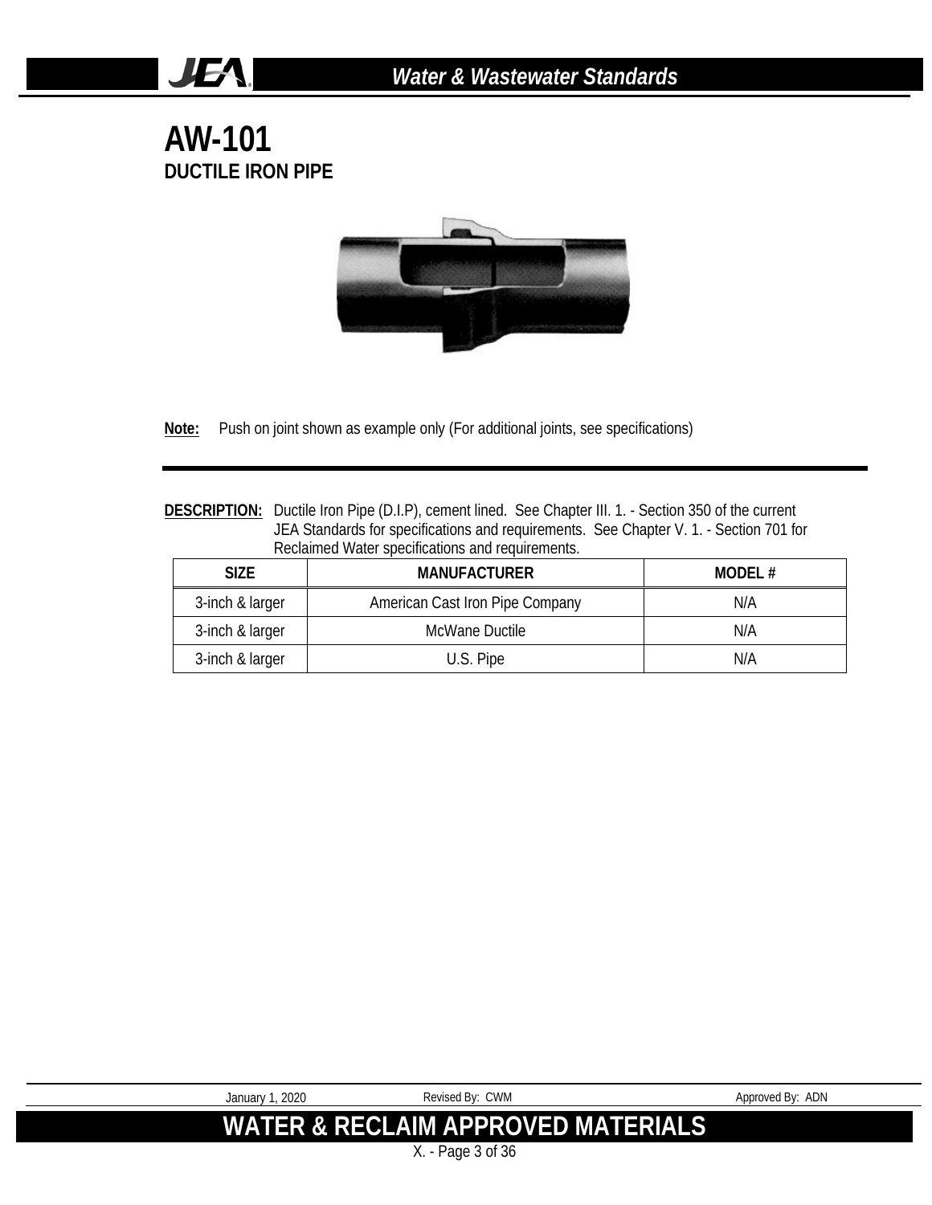# AW-101

## DUCTILE IRON PIPE

**Note:** Push on joint shown as example only (For additional joints, see specifications)

**DESCRIPTION:** Ductile Iron Pipe (D.I.P), cement lined. See Chapter III. 1. - Section 350 of the current JEA Standards for specifications and requirements. See Chapter V. 1. - Section 701 for Reclaimed Water specifications and requirements.

| SIZE | MANUFACTURER | MODEL # |
|---|---|---|
| 3-inch & larger | American Cast Iron Pipe Company | N/A |
| 3-inch & larger | McWane Ductile | N/A |
| 3-inch & larger | U.S. Pipe | N/A |

January 1, 2020 Revised By: CWM Approved By: ADN

**WATER & RECLAIM APPROVED MATERIALS**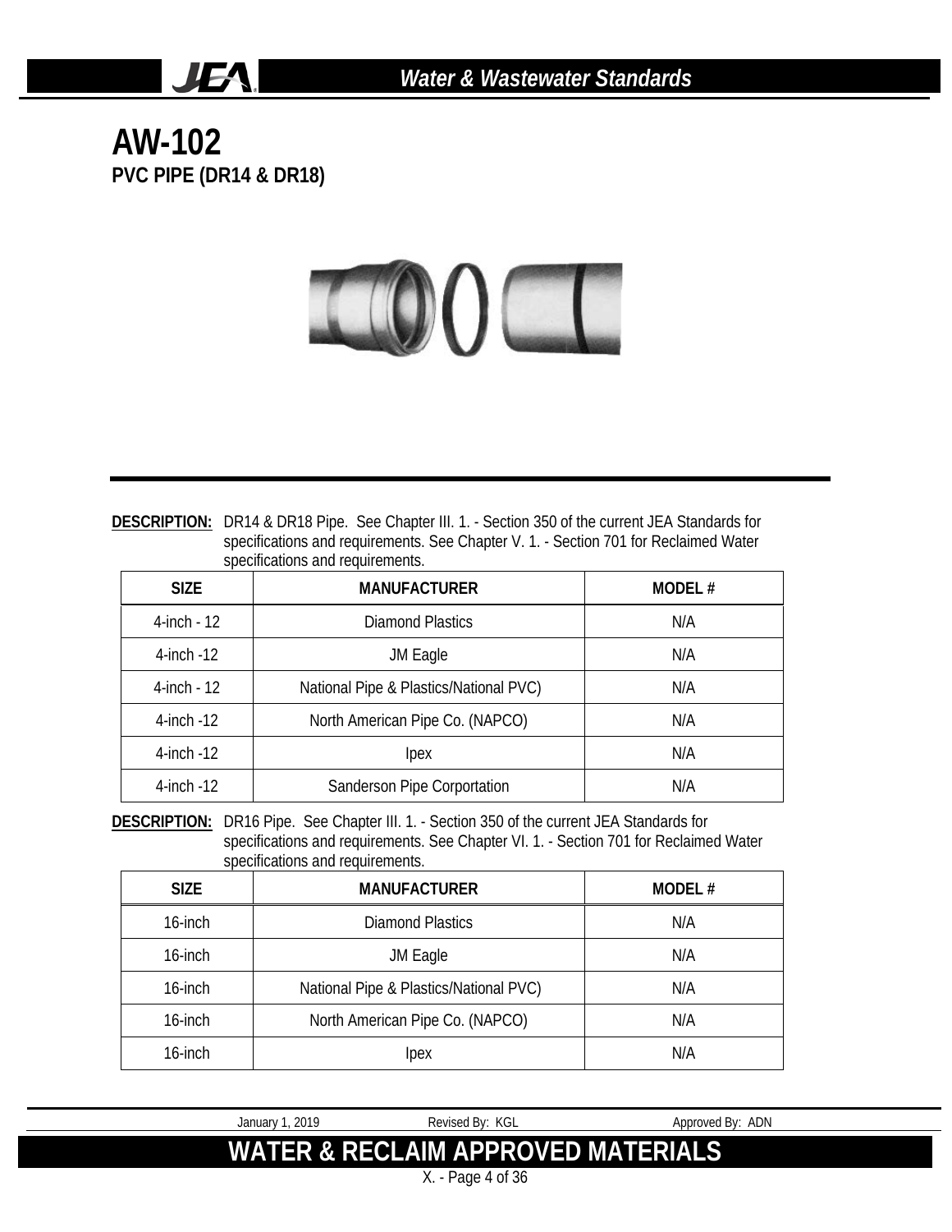# AW-102

## PVC PIPE (DR14 & DR18)

**DESCRIPTION:** DR14 & DR18 Pipe. See Chapter III. 1. - Section 350 of the current JEA Standards for specifications and requirements. See Chapter V. 1. - Section 701 for Reclaimed Water specifications and requirements.

| SIZE | MANUFACTURER | MODEL # |
|---|---|---|
| 4-inch - 12 | Diamond Plastics | N/A |
| 4-inch -12 | JM Eagle | N/A |
| 4-inch - 12 | National Pipe & Plastics/National PVC) | N/A |
| 4-inch -12 | North American Pipe Co. (NAPCO) | N/A |
| 4-inch -12 | Ipex | N/A |
| 4-inch -12 | Sanderson Pipe Corportation | N/A |

**DESCRIPTION:** DR16 Pipe. See Chapter III. 1. - Section 350 of the current JEA Standards for specifications and requirements. See Chapter VI. 1. - Section 701 for Reclaimed Water specifications and requirements.

| SIZE | MANUFACTURER | MODEL # |
|---|---|---|
| 16-inch | Diamond Plastics | N/A |
| 16-inch | JM Eagle | N/A |
| 16-inch | National Pipe & Plastics/National PVC) | N/A |
| 16-inch | North American Pipe Co. (NAPCO) | N/A |
| 16-inch | Ipex | N/A |

January 1, 2019 Revised By: KGL Approved By: ADN

**WATER & RECLAIM APPROVED MATERIALS**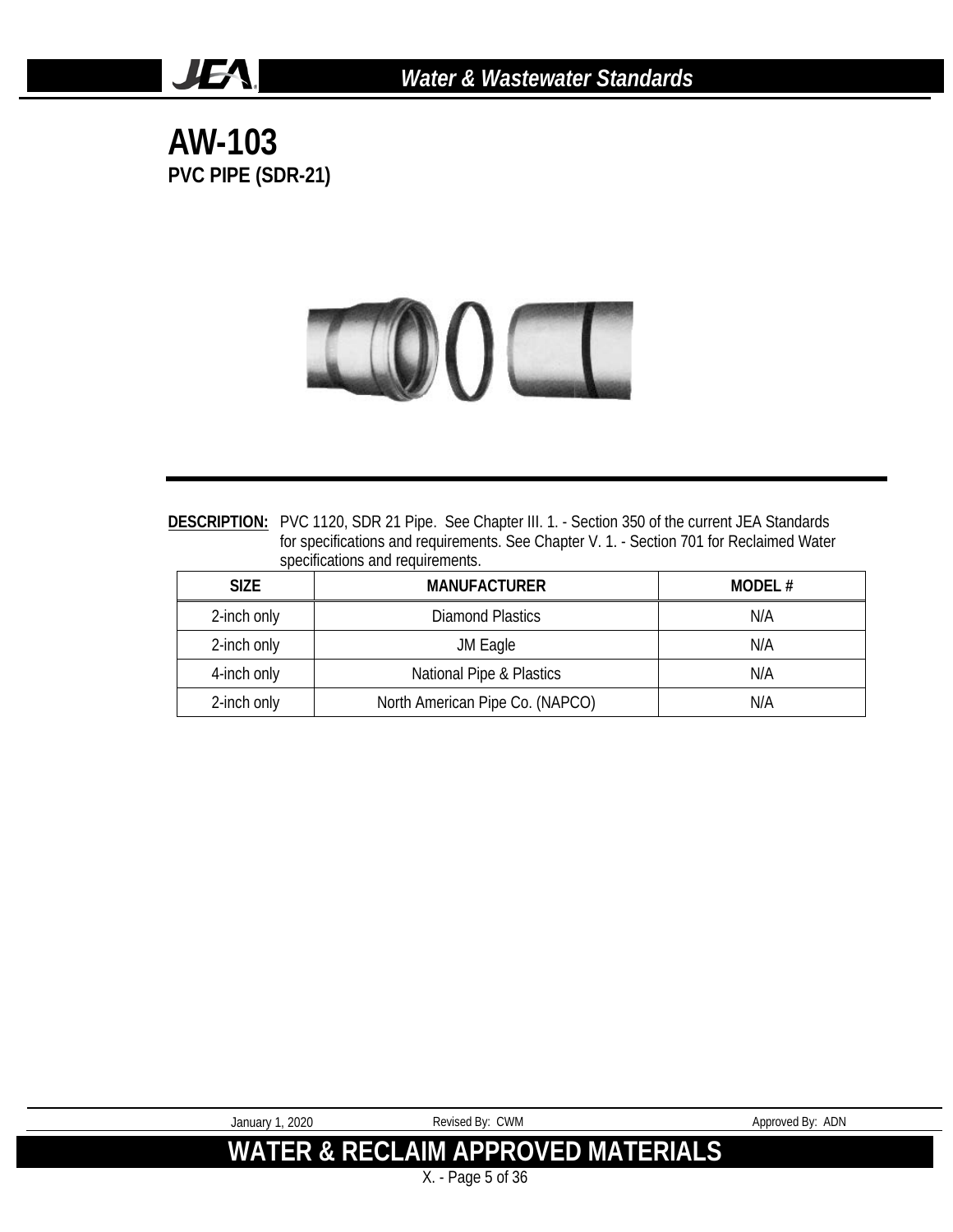# AW-103

## PVC PIPE (SDR-21)

**DESCRIPTION:** PVC 1120, SDR 21 Pipe. See Chapter III. 1. - Section 350 of the current JEA Standards for specifications and requirements. See Chapter V. 1. - Section 701 for Reclaimed Water specifications and requirements.

| SIZE | MANUFACTURER | MODEL # |
|---|---|---|
| 2-inch only | Diamond Plastics | N/A |
| 2-inch only | JM Eagle | N/A |
| 4-inch only | National Pipe & Plastics | N/A |
| 2-inch only | North American Pipe Co. (NAPCO) | N/A |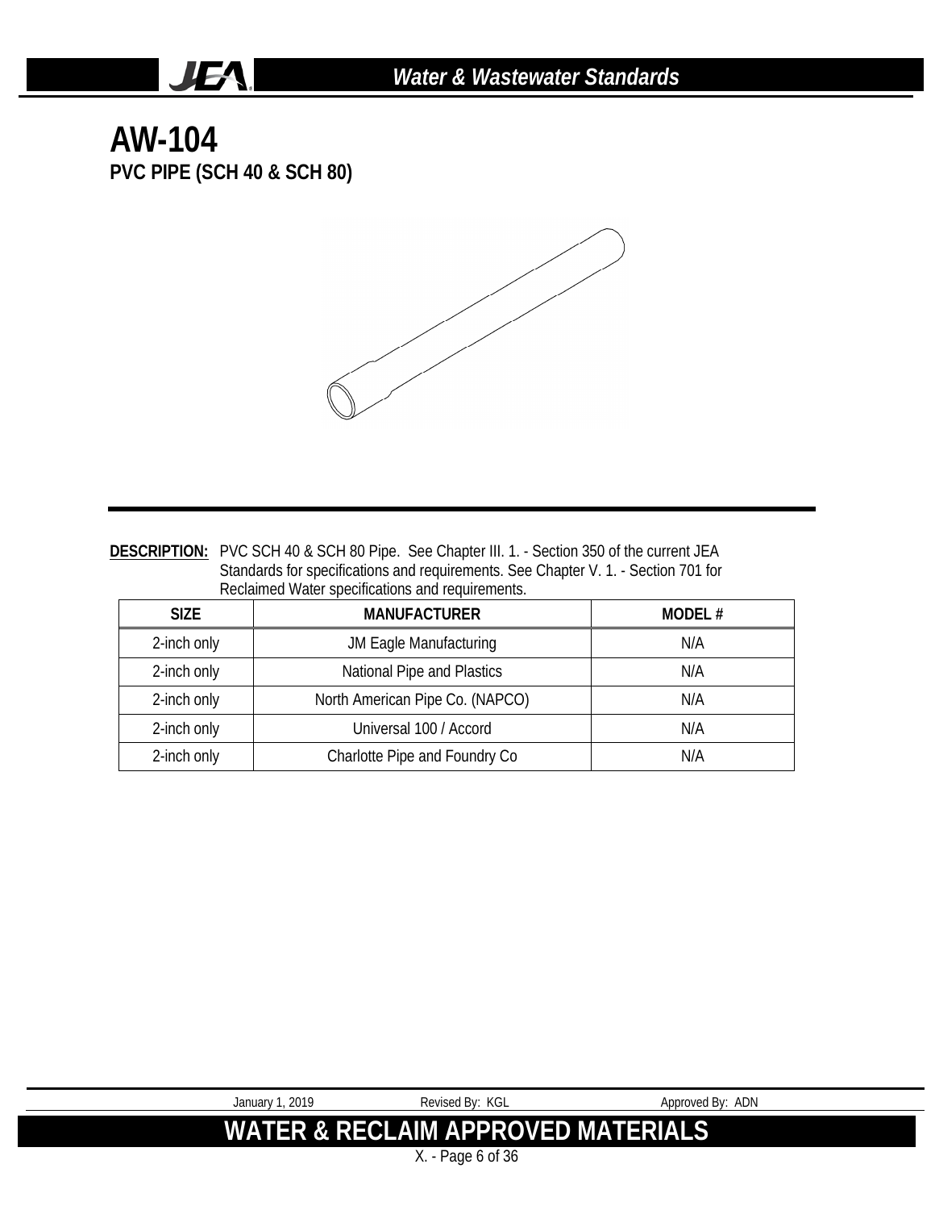# AW-104

## PVC PIPE (SCH 40 & SCH 80)

**DESCRIPTION:** PVC SCH 40 & SCH 80 Pipe. See Chapter III. 1. - Section 350 of the current JEA Standards for specifications and requirements. See Chapter V. 1. - Section 701 for Reclaimed Water specifications and requirements.

| SIZE | MANUFACTURER | MODEL # |
|---|---|---|
| 2-inch only | JM Eagle Manufacturing | N/A |
| 2-inch only | National Pipe and Plastics | N/A |
| 2-inch only | North American Pipe Co. (NAPCO) | N/A |
| 2-inch only | Universal 100 / Accord | N/A |
| 2-inch only | Charlotte Pipe and Foundry Co | N/A |

January 1, 2019 Revised By: KGL Approved By: ADN

**WATER & RECLAIM APPROVED MATERIALS**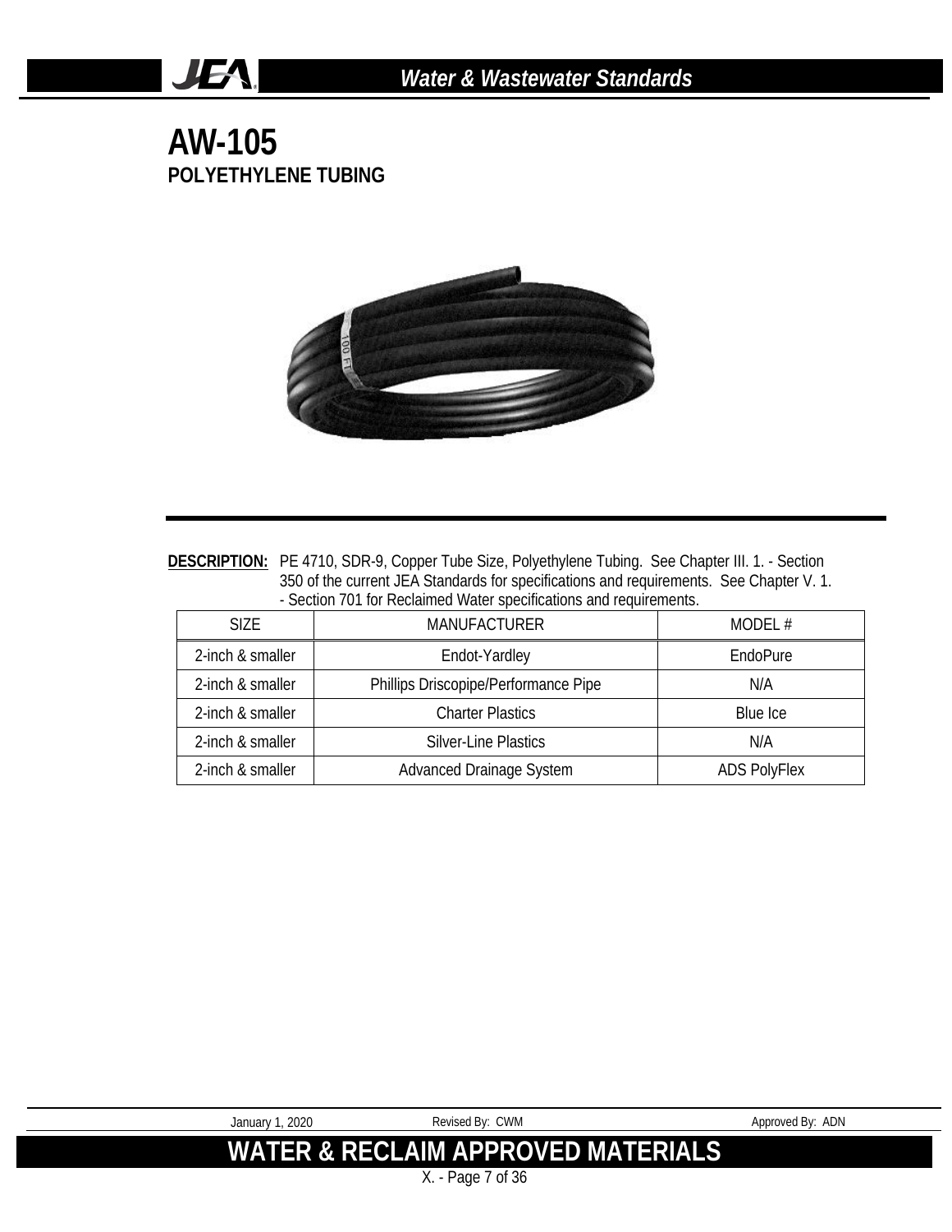# AW-105

## POLYETHYLENE TUBING

**DESCRIPTION:** PE 4710, SDR-9, Copper Tube Size, Polyethylene Tubing. See Chapter III. 1. - Section 350 of the current JEA Standards for specifications and requirements. See Chapter V. 1. - Section 701 for Reclaimed Water specifications and requirements.

| SIZE | MANUFACTURER | MODEL # |
|---|---|---|
| 2-inch & smaller | Endot-Yardley | EndoPure |
| 2-inch & smaller | Phillips Driscopipe/Performance Pipe | N/A |
| 2-inch & smaller | Charter Plastics | Blue Ice |
| 2-inch & smaller | Silver-Line Plastics | N/A |
| 2-inch & smaller | Advanced Drainage System | ADS PolyFlex |

January 1, 2020 Revised By: CWM Approved By: ADN

**WATER & RECLAIM APPROVED MATERIALS**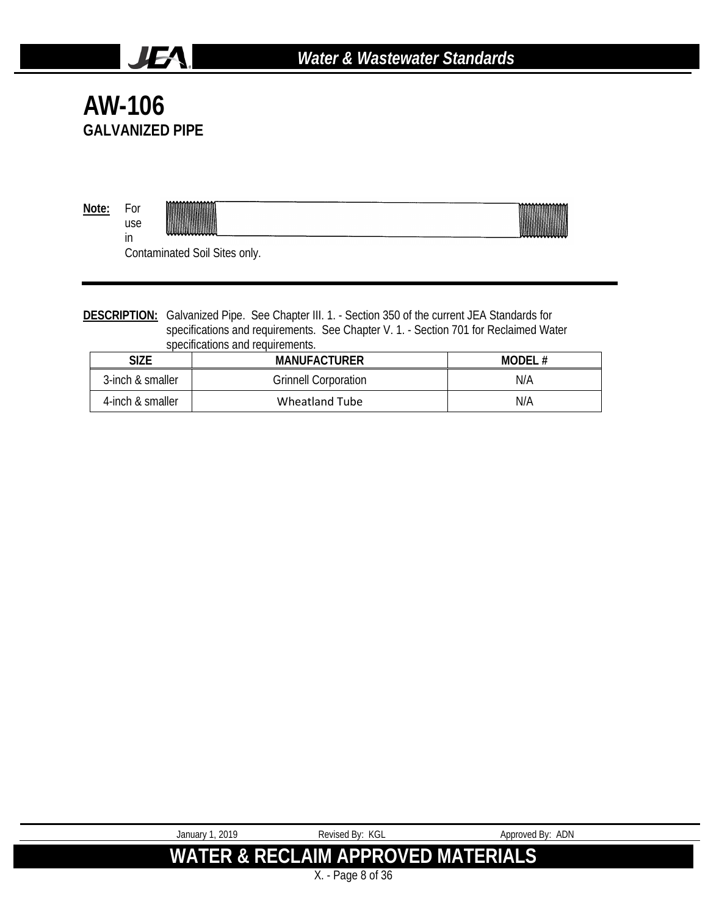# AW-106

## GALVANIZED PIPE

**Note:** For use in Contaminated Soil Sites only.

**DESCRIPTION:** Galvanized Pipe. See Chapter III. 1. - Section 350 of the current JEA Standards for specifications and requirements. See Chapter V. 1. - Section 701 for Reclaimed Water specifications and requirements.

| SIZE | MANUFACTURER | MODEL # |
| --- | --- | --- |
| 3-inch & smaller | Grinnell Corporation | N/A |
| 4-inch & smaller | Wheatland Tube | N/A |

January 1, 2019 Revised By: KGL Approved By: ADN

**WATER & RECLAIM APPROVED MATERIALS**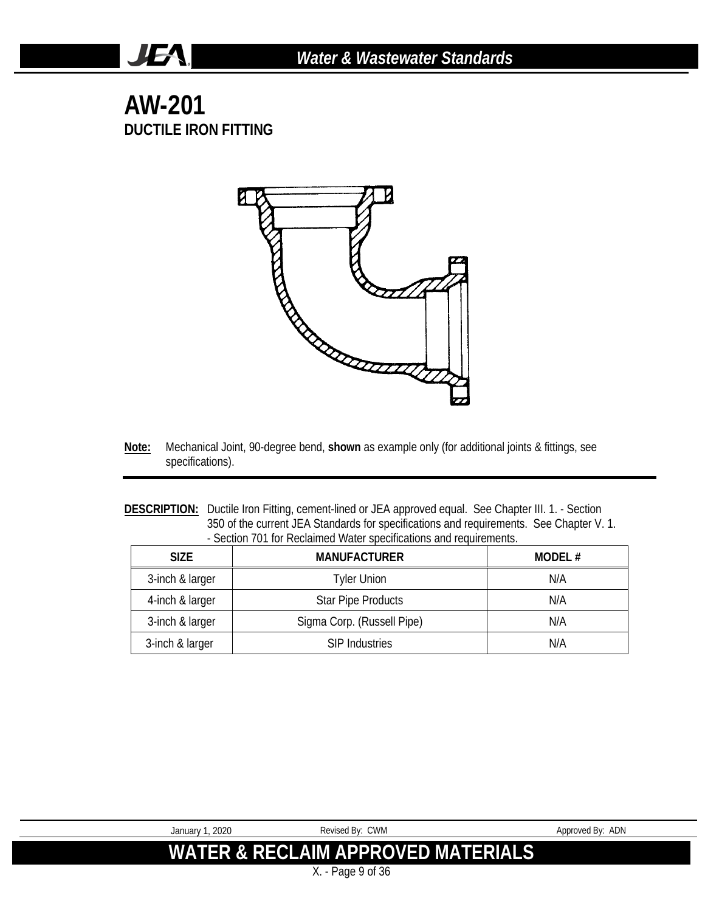# AW-201

## DUCTILE IRON FITTING

**Note:** Mechanical Joint, 90-degree bend, **shown** as example only (for additional joints & fittings, see specifications).

**DESCRIPTION:** Ductile Iron Fitting, cement-lined or JEA approved equal. See Chapter III. 1. - Section 350 of the current JEA Standards for specifications and requirements. See Chapter V. 1. - Section 701 for Reclaimed Water specifications and requirements.

| SIZE | MANUFACTURER | MODEL # |
|---|---|---|
| 3-inch & larger | Tyler Union | N/A |
| 4-inch & larger | Star Pipe Products | N/A |
| 3-inch & larger | Sigma Corp. (Russell Pipe) | N/A |
| 3-inch & larger | SIP Industries | N/A |

January 1, 2020 Revised By: CWM Approved By: ADN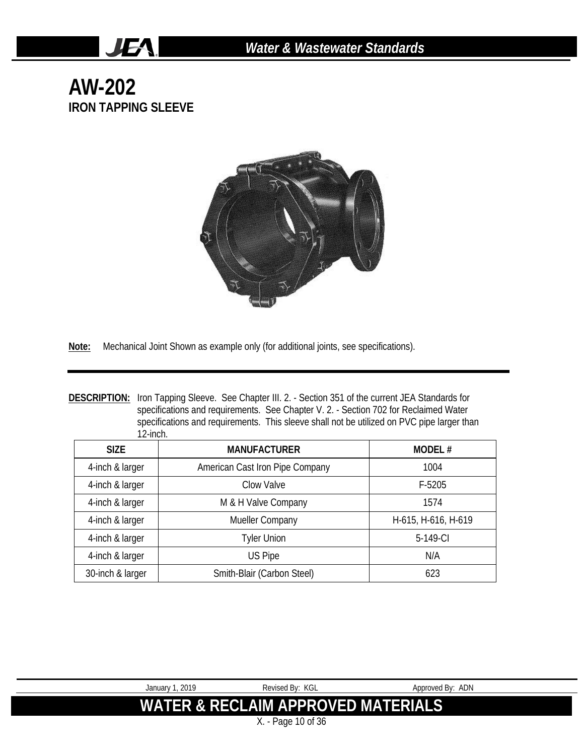# AW-202

## IRON TAPPING SLEEVE

**Note:** Mechanical Joint Shown as example only (for additional joints, see specifications).

**DESCRIPTION:** Iron Tapping Sleeve. See Chapter III. 2. - Section 351 of the current JEA Standards for specifications and requirements. See Chapter V. 2. - Section 702 for Reclaimed Water specifications and requirements. This sleeve shall not be utilized on PVC pipe larger than 12-inch.

| SIZE | MANUFACTURER | MODEL # |
|---|---|---|
| 4-inch & larger | American Cast Iron Pipe Company | 1004 |
| 4-inch & larger | Clow Valve | F-5205 |
| 4-inch & larger | M & H Valve Company | 1574 |
| 4-inch & larger | Mueller Company | H-615, H-616, H-619 |
| 4-inch & larger | Tyler Union | 5-149-CI |
| 4-inch & larger | US Pipe | N/A |
| 30-inch & larger | Smith-Blair (Carbon Steel) | 623 |

January 1, 2019 Revised By: KGL Approved By: ADN

**WATER & RECLAIM APPROVED MATERIALS**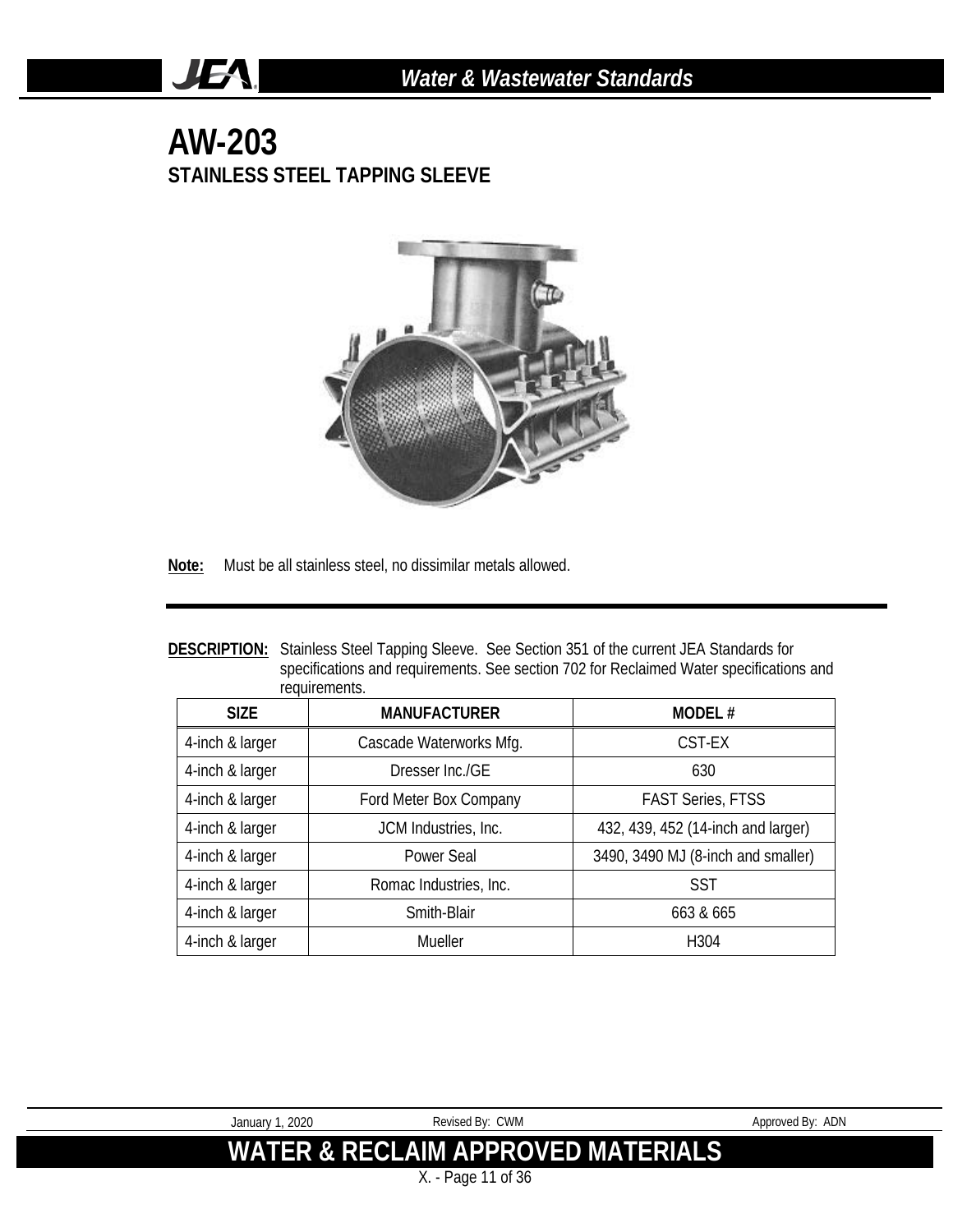# AW-203

## STAINLESS STEEL TAPPING SLEEVE

**Note:** Must be all stainless steel, no dissimilar metals allowed.

**DESCRIPTION:** Stainless Steel Tapping Sleeve. See Section 351 of the current JEA Standards for specifications and requirements. See section 702 for Reclaimed Water specifications and requirements.

| SIZE | MANUFACTURER | MODEL # |
|---|---|---|
| 4-inch & larger | Cascade Waterworks Mfg. | CST-EX |
| 4-inch & larger | Dresser Inc./GE | 630 |
| 4-inch & larger | Ford Meter Box Company | FAST Series, FTSS |
| 4-inch & larger | JCM Industries, Inc. | 432, 439, 452 (14-inch and larger) |
| 4-inch & larger | Power Seal | 3490, 3490 MJ (8-inch and smaller) |
| 4-inch & larger | Romac Industries, Inc. | SST |
| 4-inch & larger | Smith-Blair | 663 & 665 |
| 4-inch & larger | Mueller | H304 |

January 1, 2020 | Revised By: CWM | Approved By: ADN

**WATER & RECLAIM APPROVED MATERIALS**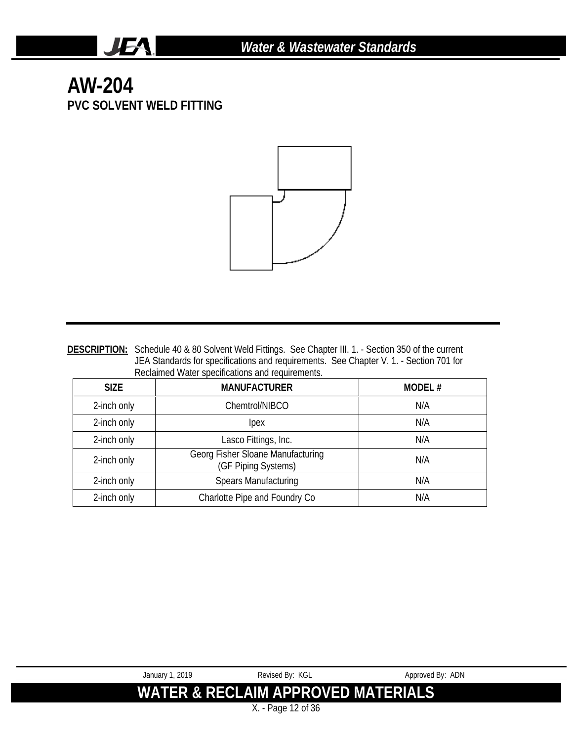# AW-204

## PVC SOLVENT WELD FITTING

**DESCRIPTION:** Schedule 40 & 80 Solvent Weld Fittings. See Chapter III. 1. - Section 350 of the current JEA Standards for specifications and requirements. See Chapter V. 1. - Section 701 for Reclaimed Water specifications and requirements.

| SIZE | MANUFACTURER | MODEL # |
|---|---|---|
| 2-inch only | Chemtrol/NIBCO | N/A |
| 2-inch only | Ipex | N/A |
| 2-inch only | Lasco Fittings, Inc. | N/A |
| 2-inch only | Georg Fisher Sloane Manufacturing (GF Piping Systems) | N/A |
| 2-inch only | Spears Manufacturing | N/A |
| 2-inch only | Charlotte Pipe and Foundry Co | N/A |

January 1, 2019 Revised By: KGL Approved By: ADN

**WATER & RECLAIM APPROVED MATERIALS**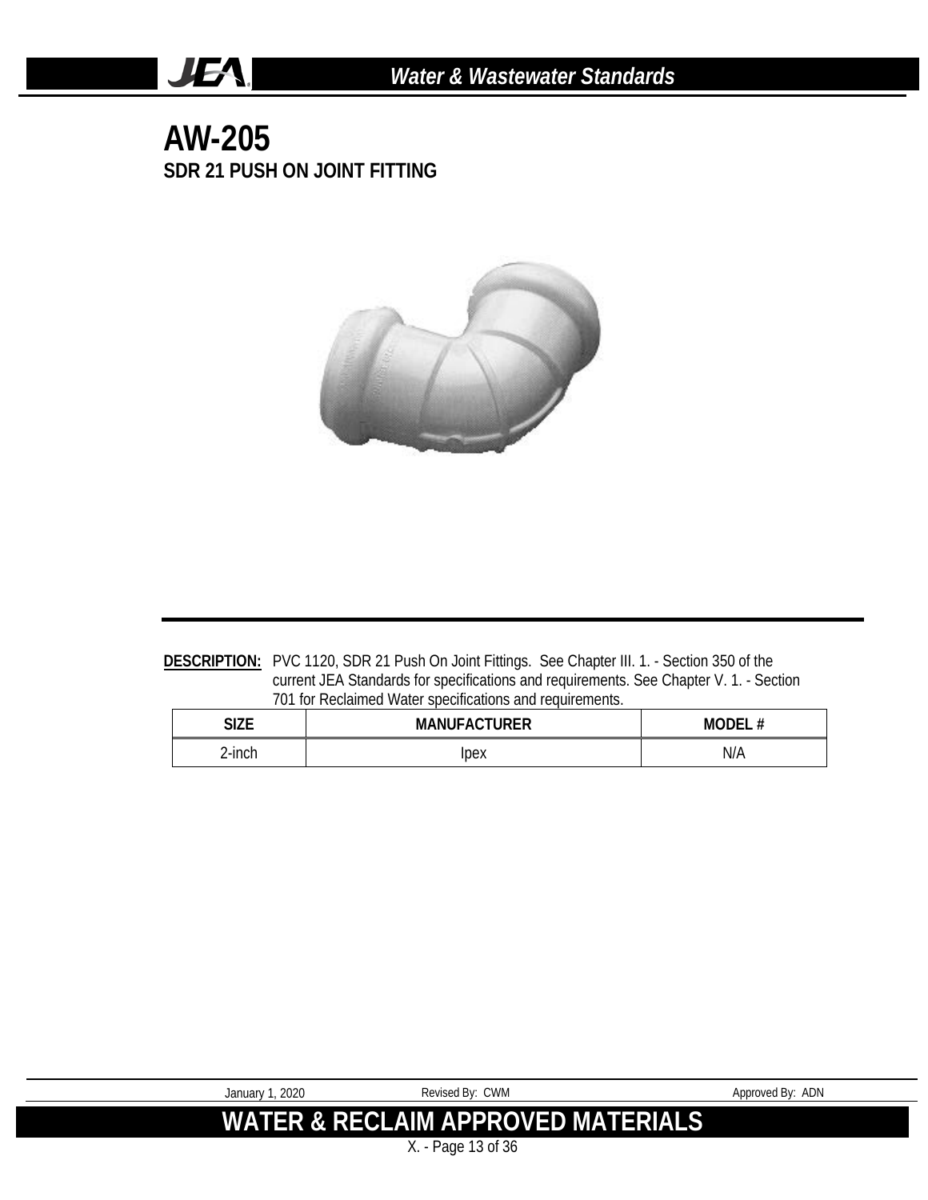# AW-205

## SDR 21 PUSH ON JOINT FITTING

**DESCRIPTION:** PVC 1120, SDR 21 Push On Joint Fittings. See Chapter III. 1. - Section 350 of the current JEA Standards for specifications and requirements. See Chapter V. 1. - Section 701 for Reclaimed Water specifications and requirements.

| SIZE | MANUFACTURER | MODEL # |
| --- | --- | --- |
| 2-inch | Ipex | N/A |

January 1, 2020 Revised By: CWM Approved By: ADN

**WATER & RECLAIM APPROVED MATERIALS**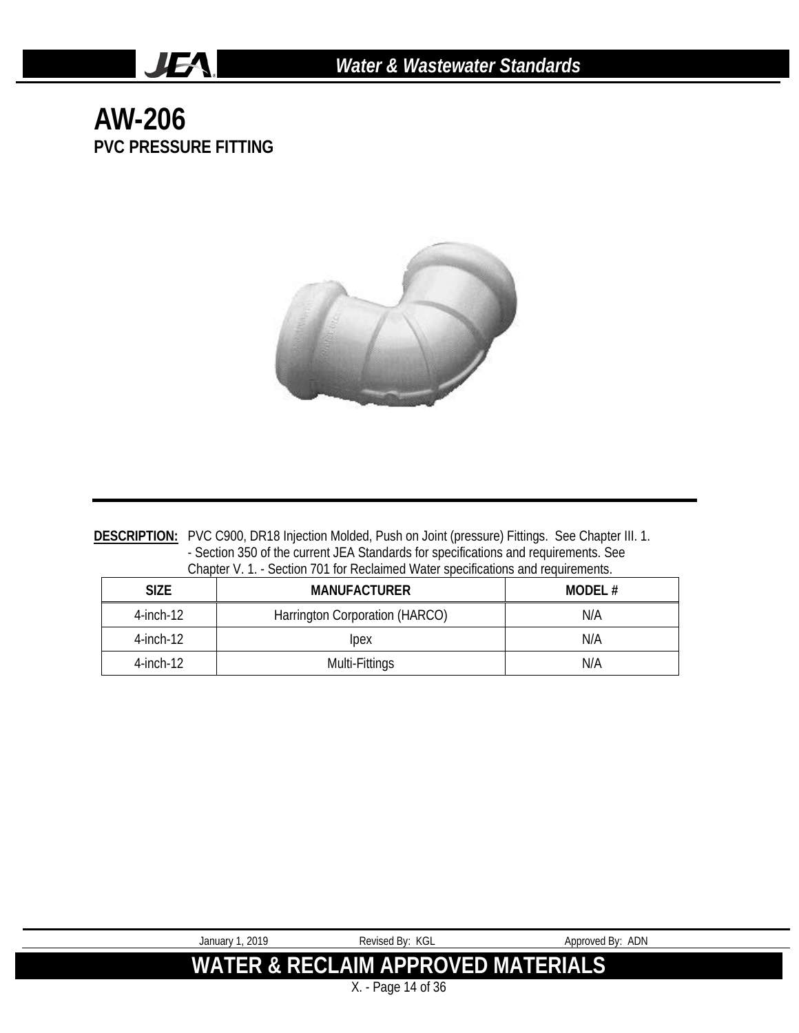# AW-206

## PVC PRESSURE FITTING

**DESCRIPTION:** PVC C900, DR18 Injection Molded, Push on Joint (pressure) Fittings. See Chapter III. 1. - Section 350 of the current JEA Standards for specifications and requirements. See Chapter V. 1. - Section 701 for Reclaimed Water specifications and requirements.

| SIZE | MANUFACTURER | MODEL # |
|---|---|---|
| 4-inch-12 | Harrington Corporation (HARCO) | N/A |
| 4-inch-12 | Ipex | N/A |
| 4-inch-12 | Multi-Fittings | N/A |

January 1, 2019 Revised By: KGL Approved By: ADN

**WATER & RECLAIM APPROVED MATERIALS**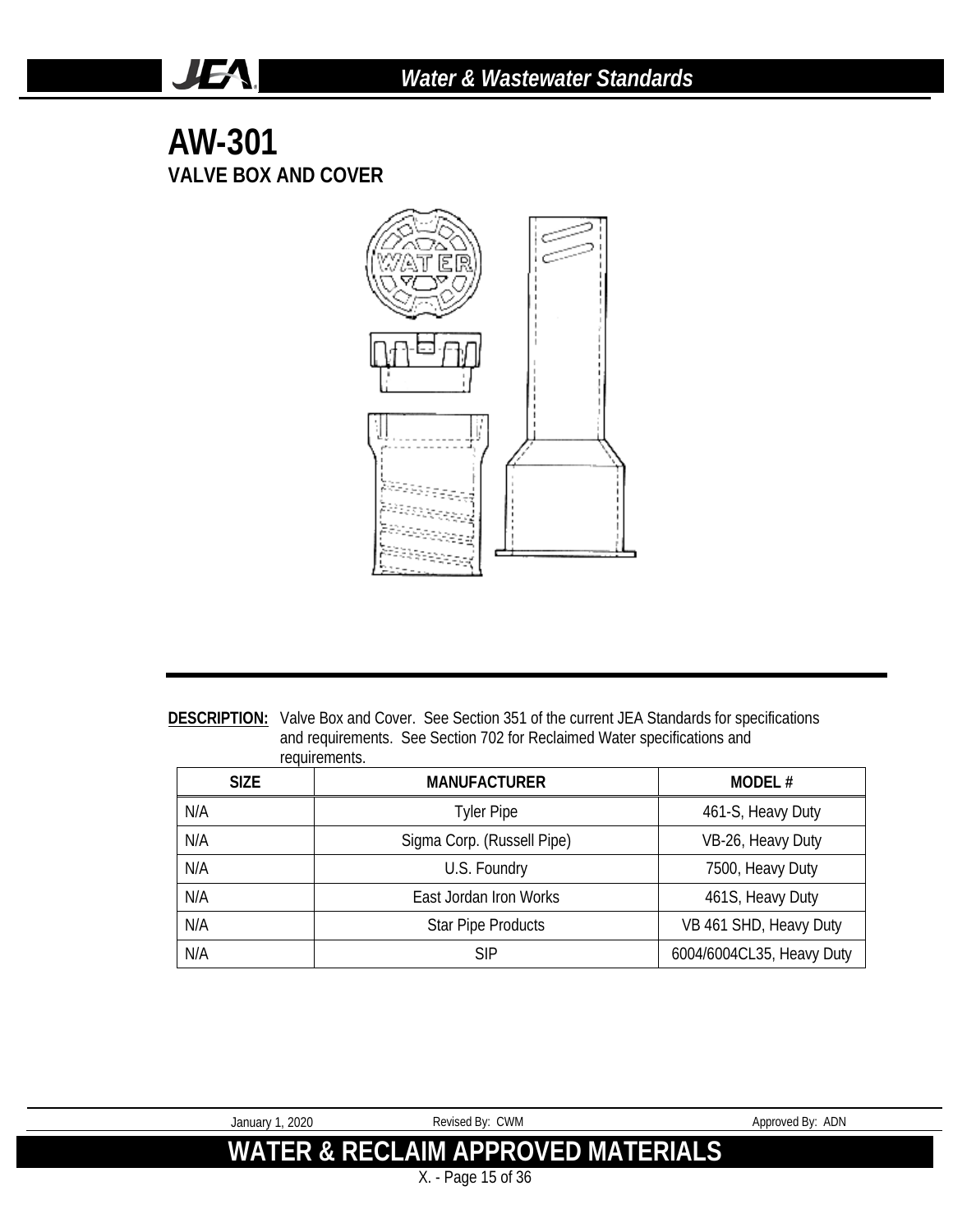# AW-301

## VALVE BOX AND COVER

**DESCRIPTION:** Valve Box and Cover. See Section 351 of the current JEA Standards for specifications and requirements. See Section 702 for Reclaimed Water specifications and requirements.

| SIZE | MANUFACTURER | MODEL # |
|---|---|---|
| N/A | Tyler Pipe | 461-S, Heavy Duty |
| N/A | Sigma Corp. (Russell Pipe) | VB-26, Heavy Duty |
| N/A | U.S. Foundry | 7500, Heavy Duty |
| N/A | East Jordan Iron Works | 461S, Heavy Duty |
| N/A | Star Pipe Products | VB 461 SHD, Heavy Duty |
| N/A | SIP | 6004/6004CL35, Heavy Duty |

January 1, 2020 Revised By: CWM Approved By: ADN

**WATER & RECLAIM APPROVED MATERIALS**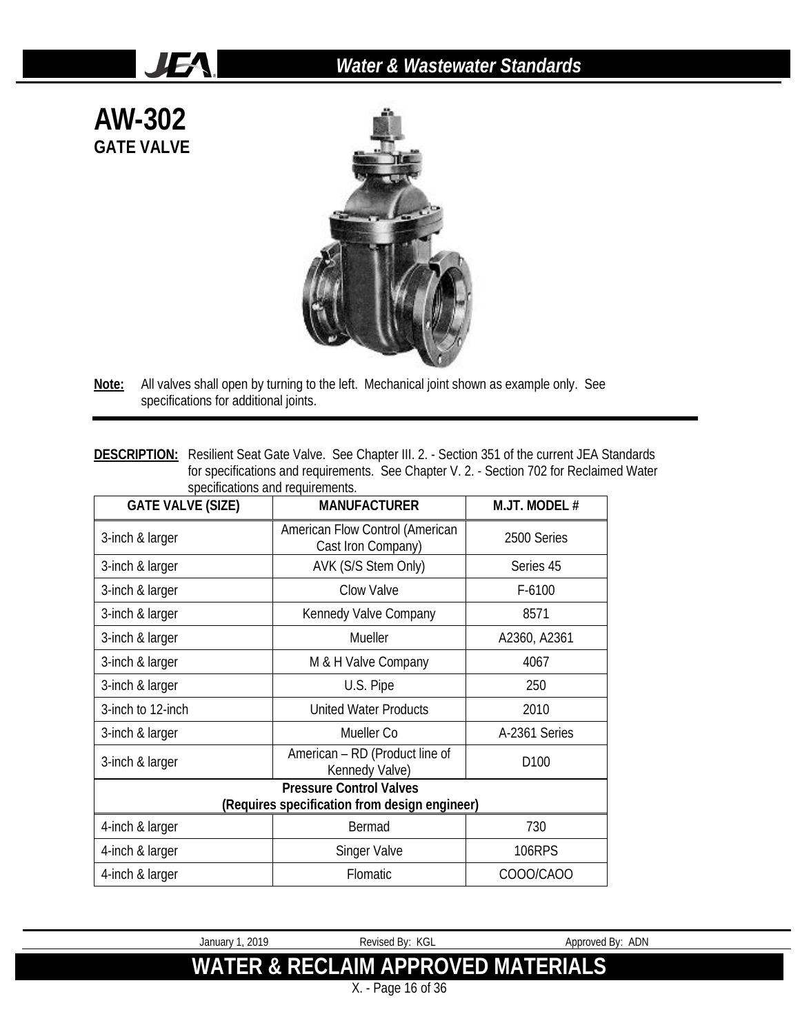# AW-302

## GATE VALVE

**Note:** All valves shall open by turning to the left. Mechanical joint shown as example only. See specifications for additional joints.

**DESCRIPTION:** Resilient Seat Gate Valve. See Chapter III. 2. - Section 351 of the current JEA Standards for specifications and requirements. See Chapter V. 2. - Section 702 for Reclaimed Water specifications and requirements.

| GATE VALVE (SIZE) | MANUFACTURER | M.JT. MODEL # |
|---|---|---|
| 3-inch & larger | American Flow Control (American Cast Iron Company) | 2500 Series |
| 3-inch & larger | AVK (S/S Stem Only) | Series 45 |
| 3-inch & larger | Clow Valve | F-6100 |
| 3-inch & larger | Kennedy Valve Company | 8571 |
| 3-inch & larger | Mueller | A2360, A2361 |
| 3-inch & larger | M & H Valve Company | 4067 |
| 3-inch & larger | U.S. Pipe | 250 |
| 3-inch to 12-inch | United Water Products | 2010 |
| 3-inch & larger | Mueller Co | A-2361 Series |
| 3-inch & larger | American – RD (Product line of Kennedy Valve) | D100 |
| **Pressure Control Valves (Requires specification from design engineer)** | | |
| 4-inch & larger | Bermad | 730 |
| 4-inch & larger | Singer Valve | 106RPS |
| 4-inch & larger | Flomatic | COOO/CAOO |

January 1, 2019 | Revised By: KGL | Approved By: ADN

**WATER & RECLAIM APPROVED MATERIALS**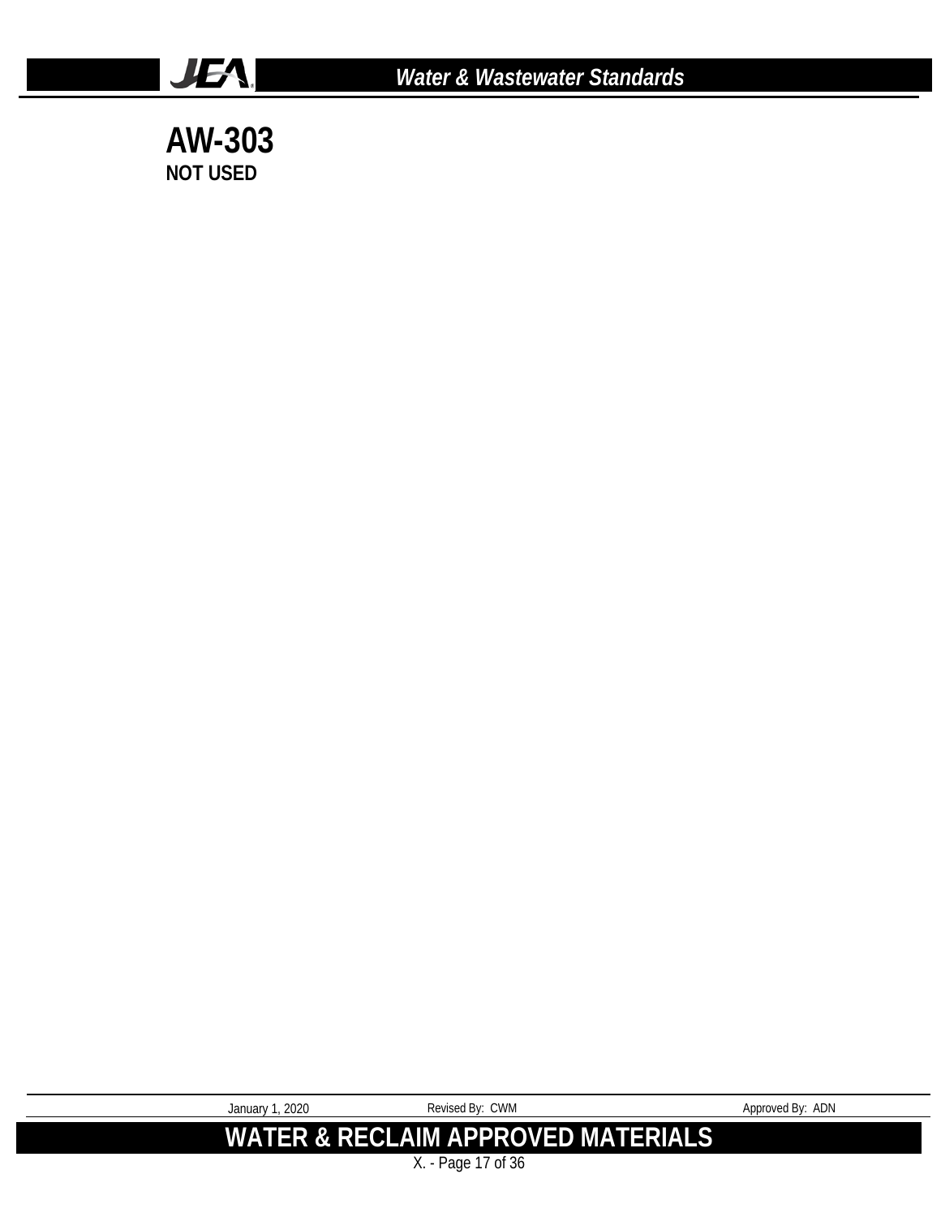# AW-303

**NOT USED**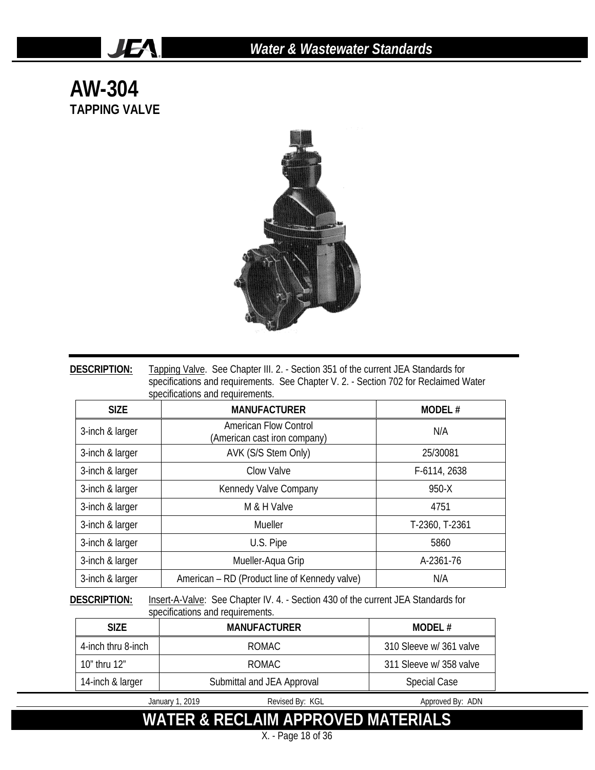# AW-304

## TAPPING VALVE

**DESCRIPTION:** Tapping Valve. See Chapter III. 2. - Section 351 of the current JEA Standards for specifications and requirements. See Chapter V. 2. - Section 702 for Reclaimed Water specifications and requirements.

| SIZE | MANUFACTURER | MODEL # |
|---|---|---|
| 3-inch & larger | American Flow Control (American cast iron company) | N/A |
| 3-inch & larger | AVK (S/S Stem Only) | 25/30081 |
| 3-inch & larger | Clow Valve | F-6114, 2638 |
| 3-inch & larger | Kennedy Valve Company | 950-X |
| 3-inch & larger | M & H Valve | 4751 |
| 3-inch & larger | Mueller | T-2360, T-2361 |
| 3-inch & larger | U.S. Pipe | 5860 |
| 3-inch & larger | Mueller-Aqua Grip | A-2361-76 |
| 3-inch & larger | American – RD (Product line of Kennedy valve) | N/A |

**DESCRIPTION:** Insert-A-Valve: See Chapter IV. 4. - Section 430 of the current JEA Standards for specifications and requirements.

| SIZE | MANUFACTURER | MODEL # |
|---|---|---|
| 4-inch thru 8-inch | ROMAC | 310 Sleeve w/ 361 valve |
| 10" thru 12" | ROMAC | 311 Sleeve w/ 358 valve |
| 14-inch & larger | Submittal and JEA Approval | Special Case |

January 1, 2019 | Revised By: KGL | Approved By: ADN

**WATER & RECLAIM APPROVED MATERIALS**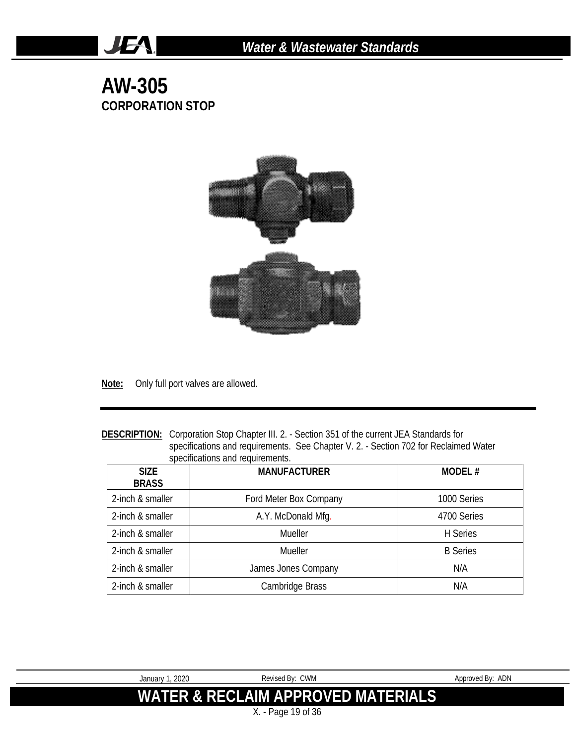# AW-305

## CORPORATION STOP

**Note:** Only full port valves are allowed.

**DESCRIPTION:** Corporation Stop Chapter III. 2. - Section 351 of the current JEA Standards for specifications and requirements. See Chapter V. 2. - Section 702 for Reclaimed Water specifications and requirements.

| SIZE BRASS | MANUFACTURER | MODEL # |
|---|---|---|
| 2-inch & smaller | Ford Meter Box Company | 1000 Series |
| 2-inch & smaller | A.Y. McDonald Mfg. | 4700 Series |
| 2-inch & smaller | Mueller | H Series |
| 2-inch & smaller | Mueller | B Series |
| 2-inch & smaller | James Jones Company | N/A |
| 2-inch & smaller | Cambridge Brass | N/A |

January 1, 2020 Revised By: CWM Approved By: ADN

**WATER & RECLAIM APPROVED MATERIALS**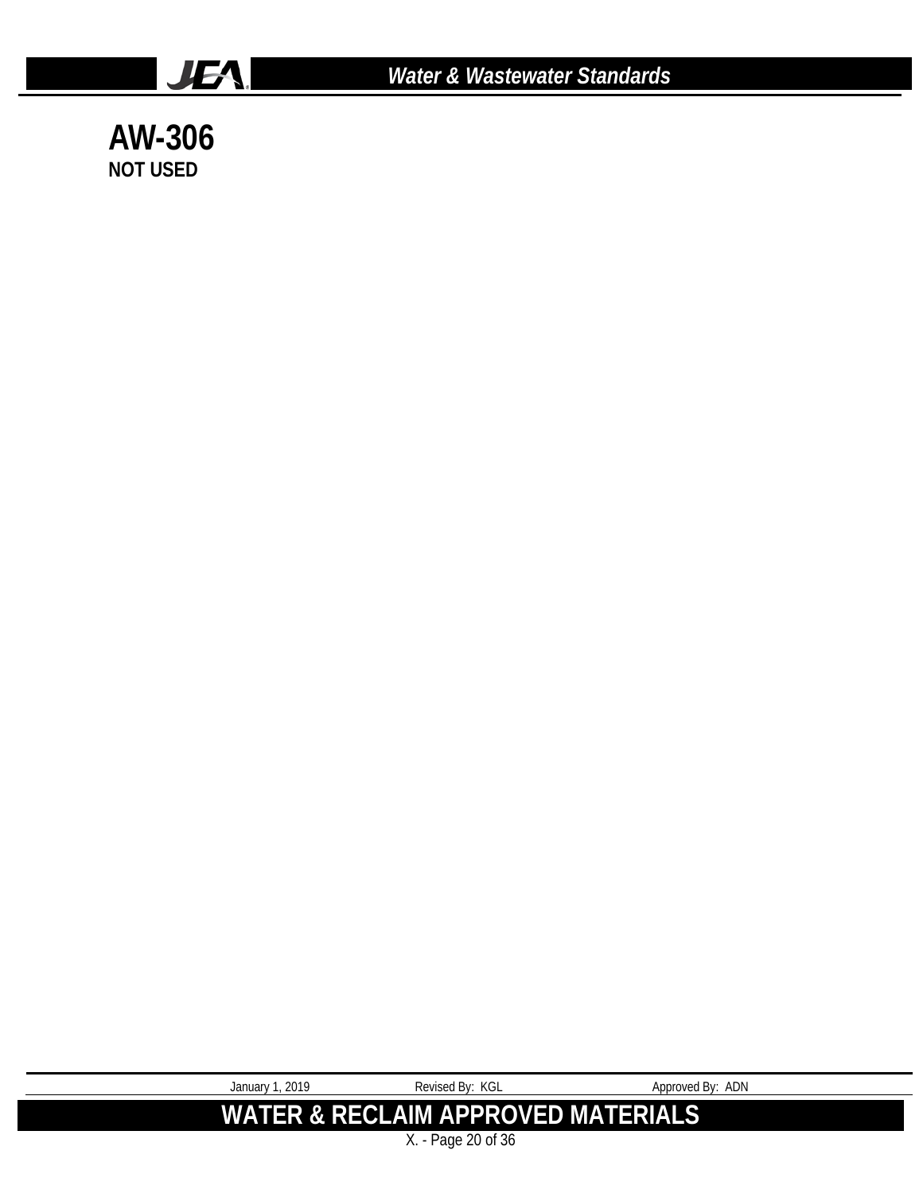# AW-306

**NOT USED**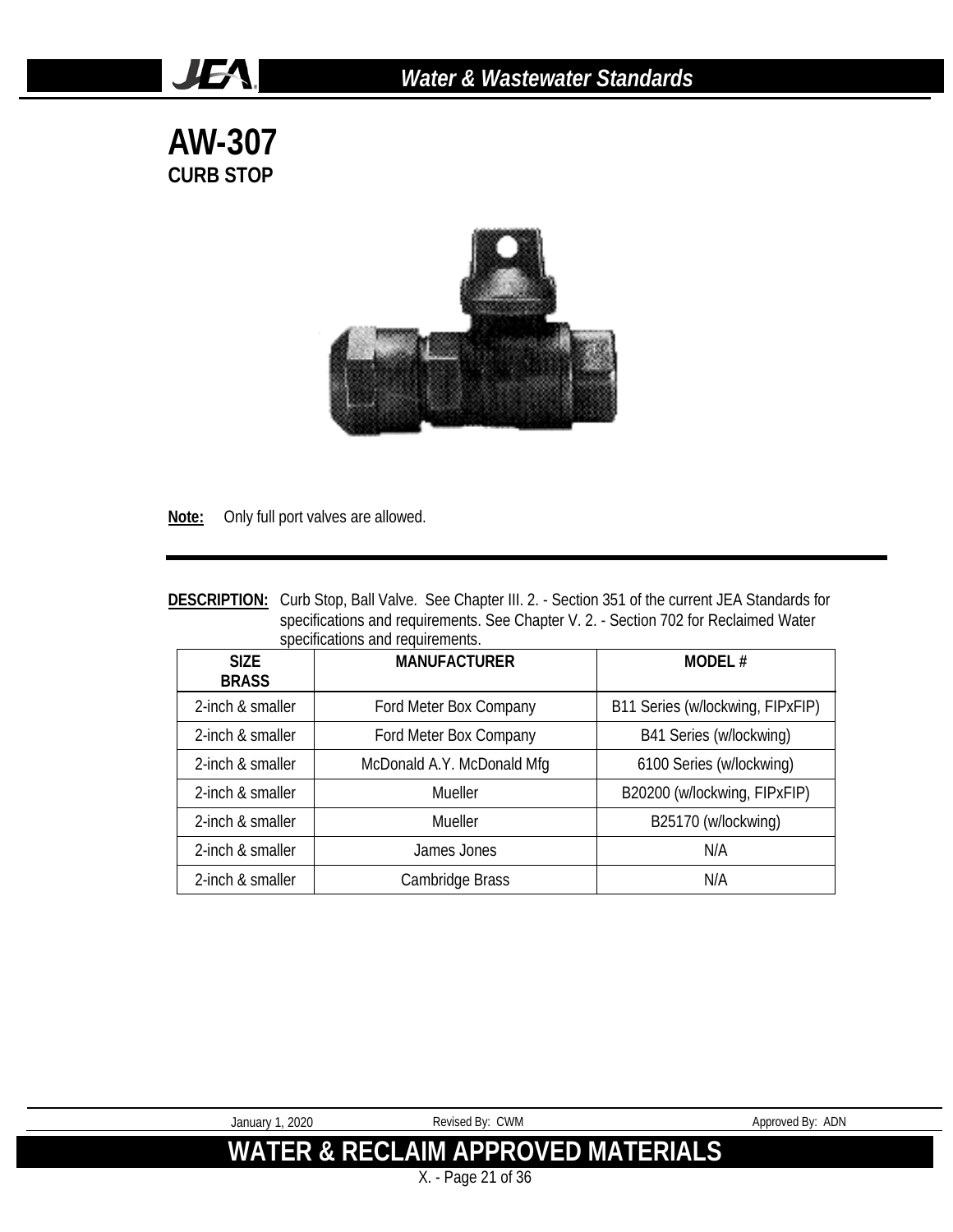# AW-307

## CURB STOP

**Note:** Only full port valves are allowed.

**DESCRIPTION:** Curb Stop, Ball Valve. See Chapter III. 2. - Section 351 of the current JEA Standards for specifications and requirements. See Chapter V. 2. - Section 702 for Reclaimed Water specifications and requirements.

| SIZE BRASS | MANUFACTURER | MODEL # |
|---|---|---|
| 2-inch & smaller | Ford Meter Box Company | B11 Series (w/lockwing, FIPxFIP) |
| 2-inch & smaller | Ford Meter Box Company | B41 Series (w/lockwing) |
| 2-inch & smaller | McDonald A.Y. McDonald Mfg | 6100 Series (w/lockwing) |
| 2-inch & smaller | Mueller | B20200 (w/lockwing, FIPxFIP) |
| 2-inch & smaller | Mueller | B25170 (w/lockwing) |
| 2-inch & smaller | James Jones | N/A |
| 2-inch & smaller | Cambridge Brass | N/A |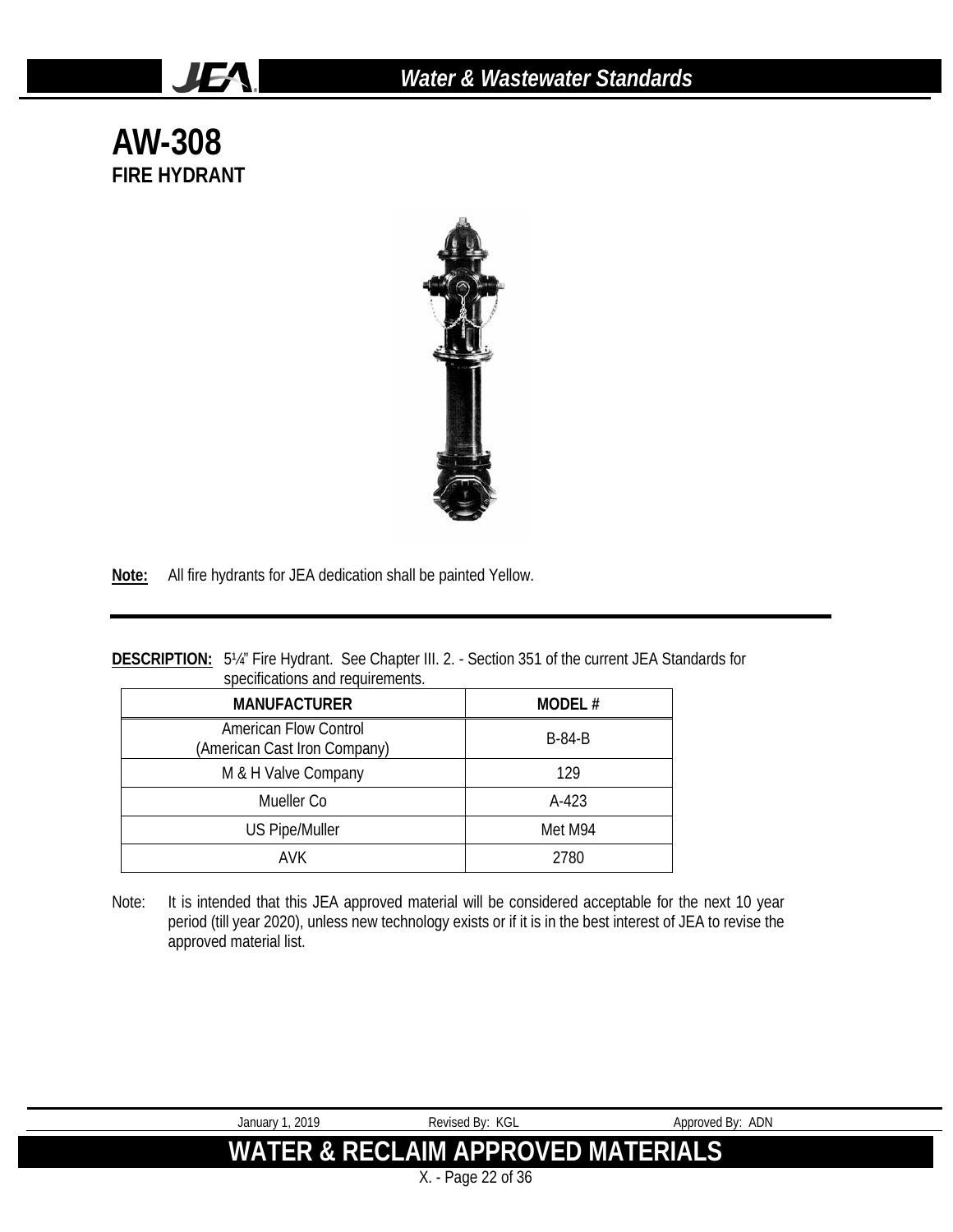# AW-308

## FIRE HYDRANT

**Note:** All fire hydrants for JEA dedication shall be painted Yellow.

**DESCRIPTION:** 5¼" Fire Hydrant. See Chapter III. 2. - Section 351 of the current JEA Standards for specifications and requirements.

| MANUFACTURER | MODEL # |
|---|---|
| American Flow Control (American Cast Iron Company) | B-84-B |
| M & H Valve Company | 129 |
| Mueller Co | A-423 |
| US Pipe/Muller | Met M94 |
| AVK | 2780 |

Note: It is intended that this JEA approved material will be considered acceptable for the next 10 year period (till year 2020), unless new technology exists or if it is in the best interest of JEA to revise the approved material list.

January 1, 2019 Revised By: KGL Approved By: ADN

**WATER & RECLAIM APPROVED MATERIALS**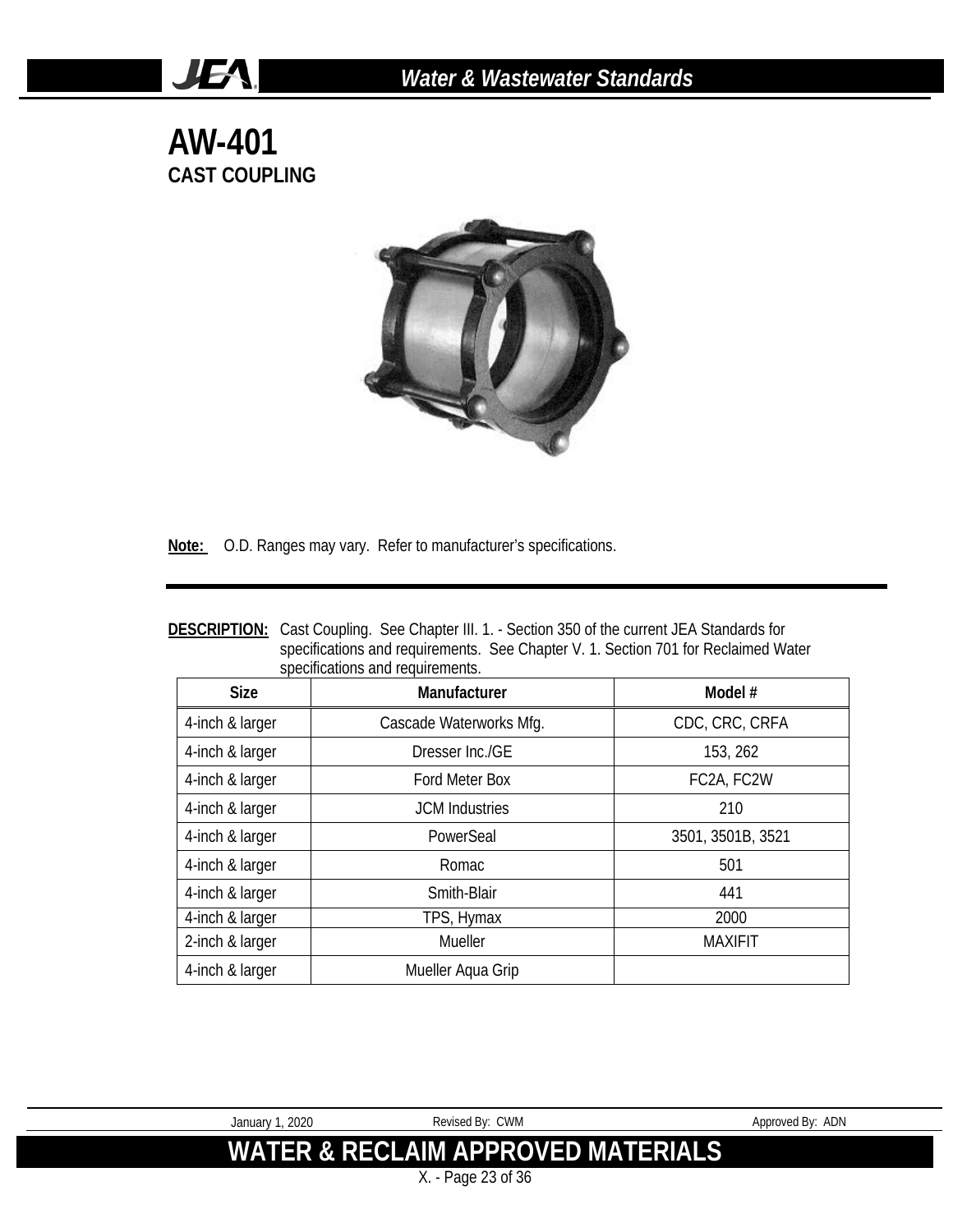# AW-401

## CAST COUPLING

**Note:** O.D. Ranges may vary. Refer to manufacturer's specifications.

**DESCRIPTION:** Cast Coupling. See Chapter III. 1. - Section 350 of the current JEA Standards for specifications and requirements. See Chapter V. 1. Section 701 for Reclaimed Water specifications and requirements.

| Size | Manufacturer | Model # |
|---|---|---|
| 4-inch & larger | Cascade Waterworks Mfg. | CDC, CRC, CRFA |
| 4-inch & larger | Dresser Inc./GE | 153, 262 |
| 4-inch & larger | Ford Meter Box | FC2A, FC2W |
| 4-inch & larger | JCM Industries | 210 |
| 4-inch & larger | PowerSeal | 3501, 3501B, 3521 |
| 4-inch & larger | Romac | 501 |
| 4-inch & larger | Smith-Blair | 441 |
| 4-inch & larger | TPS, Hymax | 2000 |
| 2-inch & larger | Mueller | MAXIFIT |
| 4-inch & larger | Mueller Aqua Grip | |

January 1, 2020 Revised By: CWM Approved By: ADN

**WATER & RECLAIM APPROVED MATERIALS**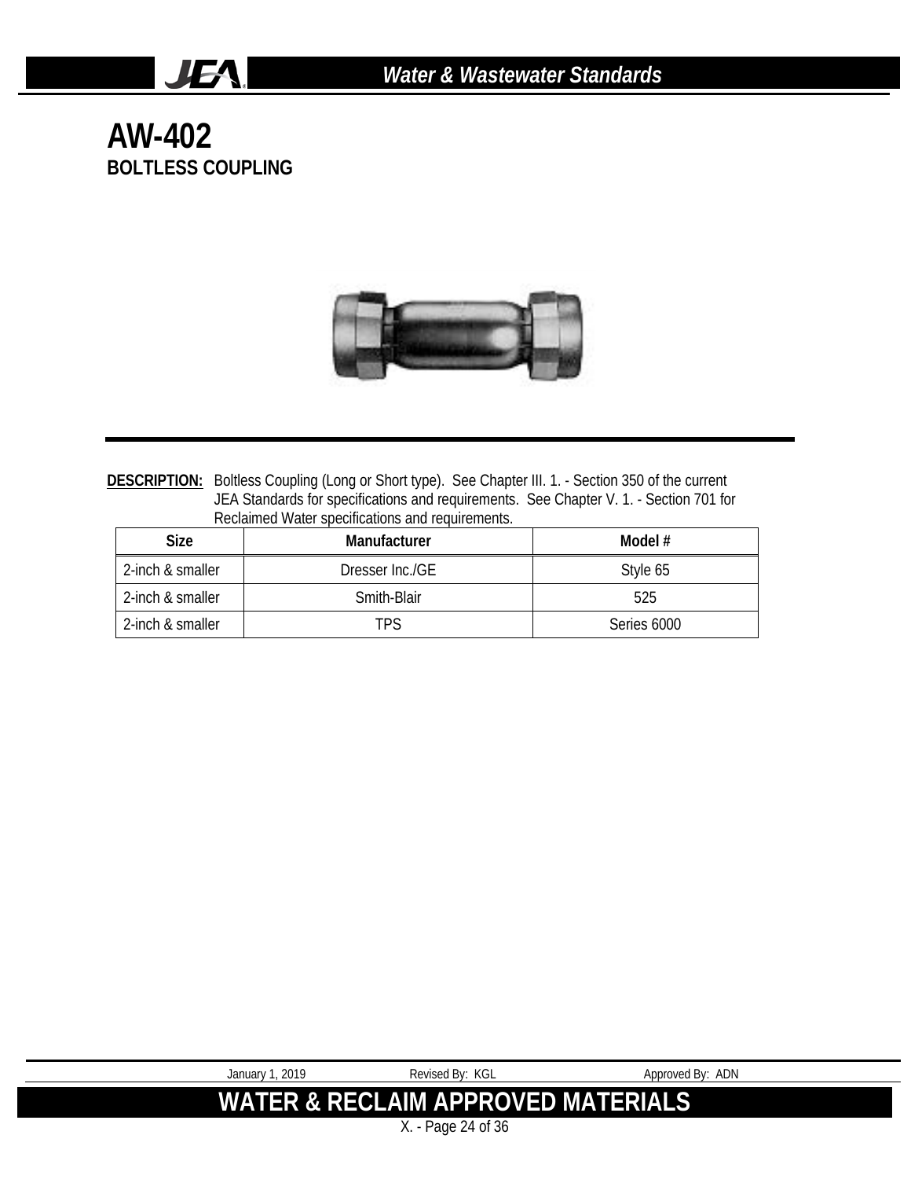# AW-402

## BOLTLESS COUPLING

**DESCRIPTION:** Boltless Coupling (Long or Short type). See Chapter III. 1. - Section 350 of the current JEA Standards for specifications and requirements. See Chapter V. 1. - Section 701 for Reclaimed Water specifications and requirements.

| Size | Manufacturer | Model # |
|---|---|---|
| 2-inch & smaller | Dresser Inc./GE | Style 65 |
| 2-inch & smaller | Smith-Blair | 525 |
| 2-inch & smaller | TPS | Series 6000 |

January 1, 2019 Revised By: KGL Approved By: ADN

**WATER & RECLAIM APPROVED MATERIALS**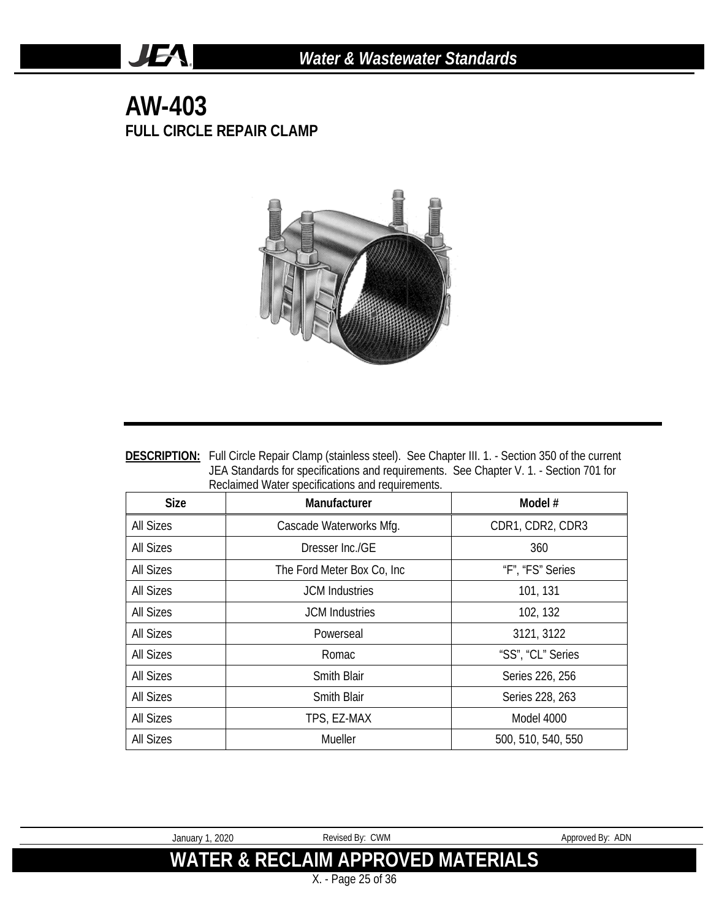# AW-403

## FULL CIRCLE REPAIR CLAMP

**DESCRIPTION:** Full Circle Repair Clamp (stainless steel). See Chapter III. 1. - Section 350 of the current JEA Standards for specifications and requirements. See Chapter V. 1. - Section 701 for Reclaimed Water specifications and requirements.

| Size | Manufacturer | Model # |
|---|---|---|
| All Sizes | Cascade Waterworks Mfg. | CDR1, CDR2, CDR3 |
| All Sizes | Dresser Inc./GE | 360 |
| All Sizes | The Ford Meter Box Co, Inc | “F”, “FS” Series |
| All Sizes | JCM Industries | 101, 131 |
| All Sizes | JCM Industries | 102, 132 |
| All Sizes | Powerseal | 3121, 3122 |
| All Sizes | Romac | “SS”, “CL” Series |
| All Sizes | Smith Blair | Series 226, 256 |
| All Sizes | Smith Blair | Series 228, 263 |
| All Sizes | TPS, EZ-MAX | Model 4000 |
| All Sizes | Mueller | 500, 510, 540, 550 |

January 1, 2020 Revised By: CWM Approved By: ADN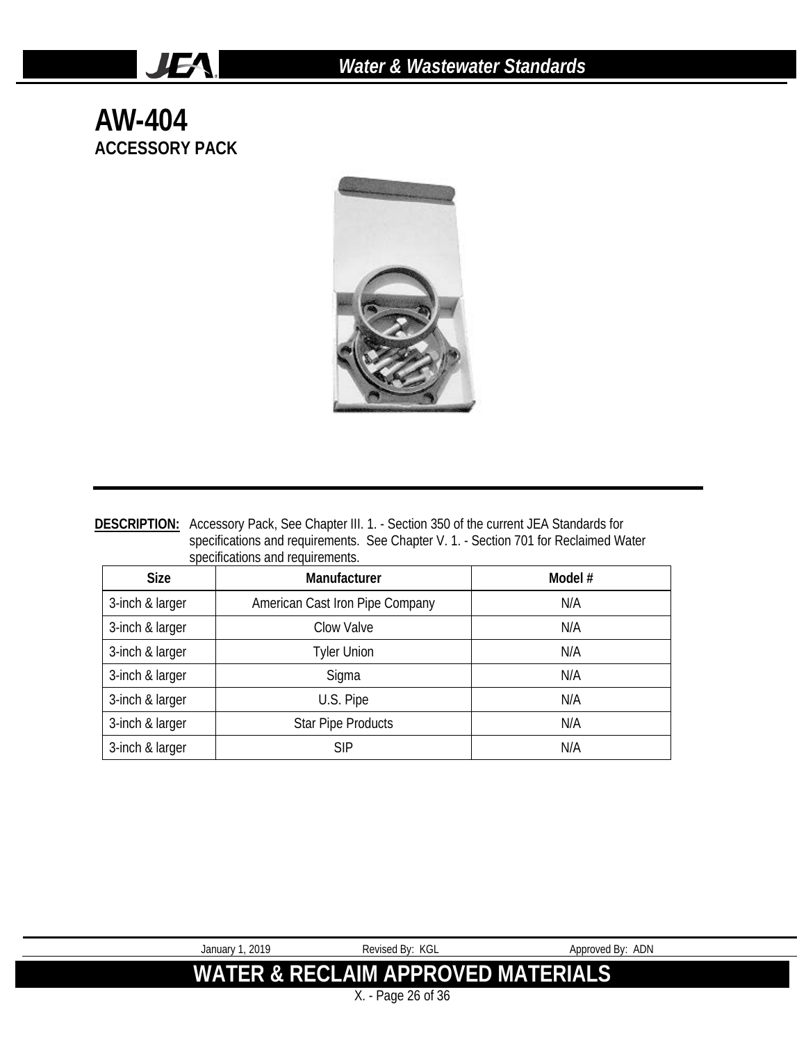# AW-404

## ACCESSORY PACK

**DESCRIPTION:** Accessory Pack, See Chapter III. 1. - Section 350 of the current JEA Standards for specifications and requirements. See Chapter V. 1. - Section 701 for Reclaimed Water specifications and requirements.

| Size | Manufacturer | Model # |
|---|---|---|
| 3-inch & larger | American Cast Iron Pipe Company | N/A |
| 3-inch & larger | Clow Valve | N/A |
| 3-inch & larger | Tyler Union | N/A |
| 3-inch & larger | Sigma | N/A |
| 3-inch & larger | U.S. Pipe | N/A |
| 3-inch & larger | Star Pipe Products | N/A |
| 3-inch & larger | SIP | N/A |

January 1, 2019 Revised By: KGL Approved By: ADN

**WATER & RECLAIM APPROVED MATERIALS**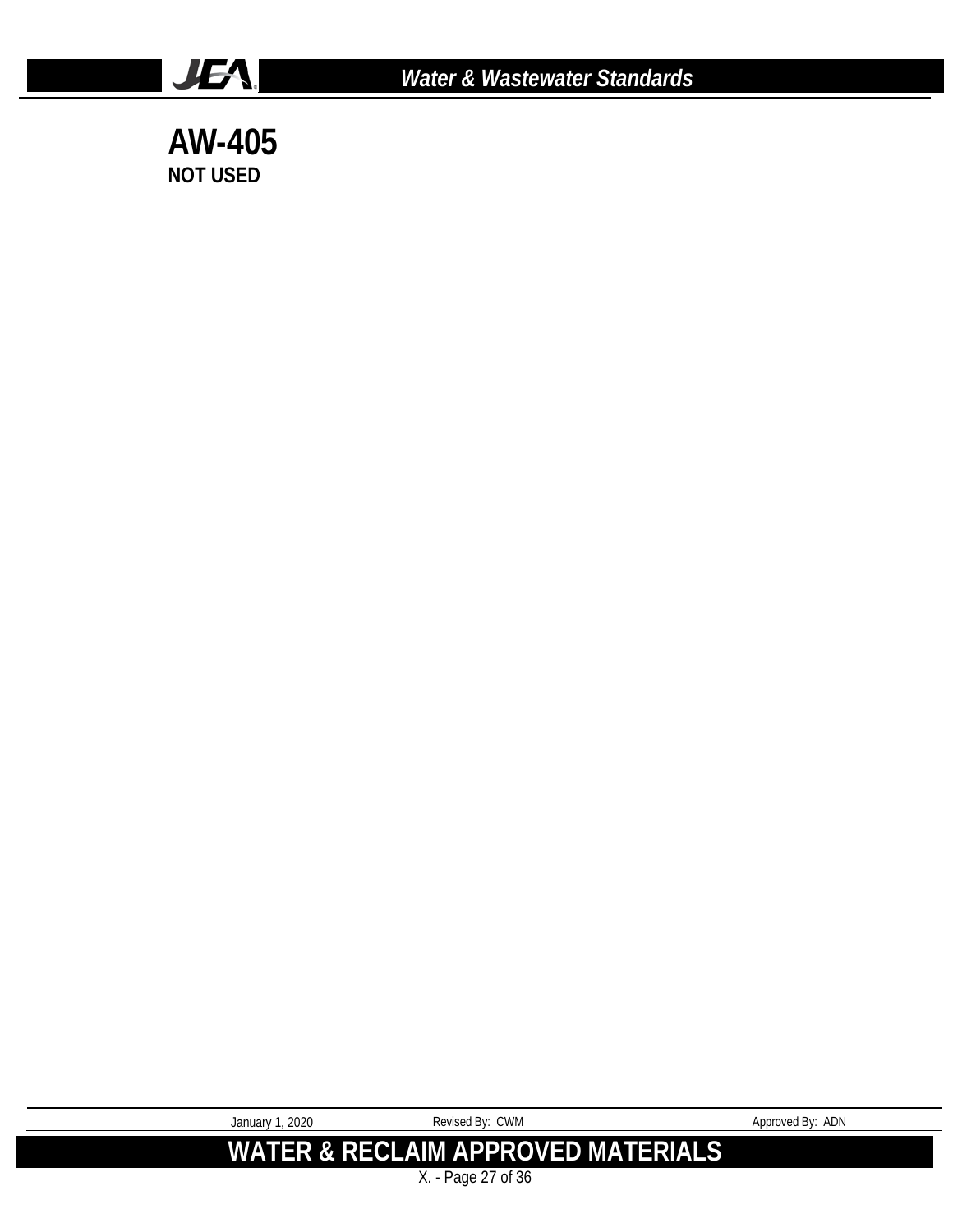# AW-405

**NOT USED**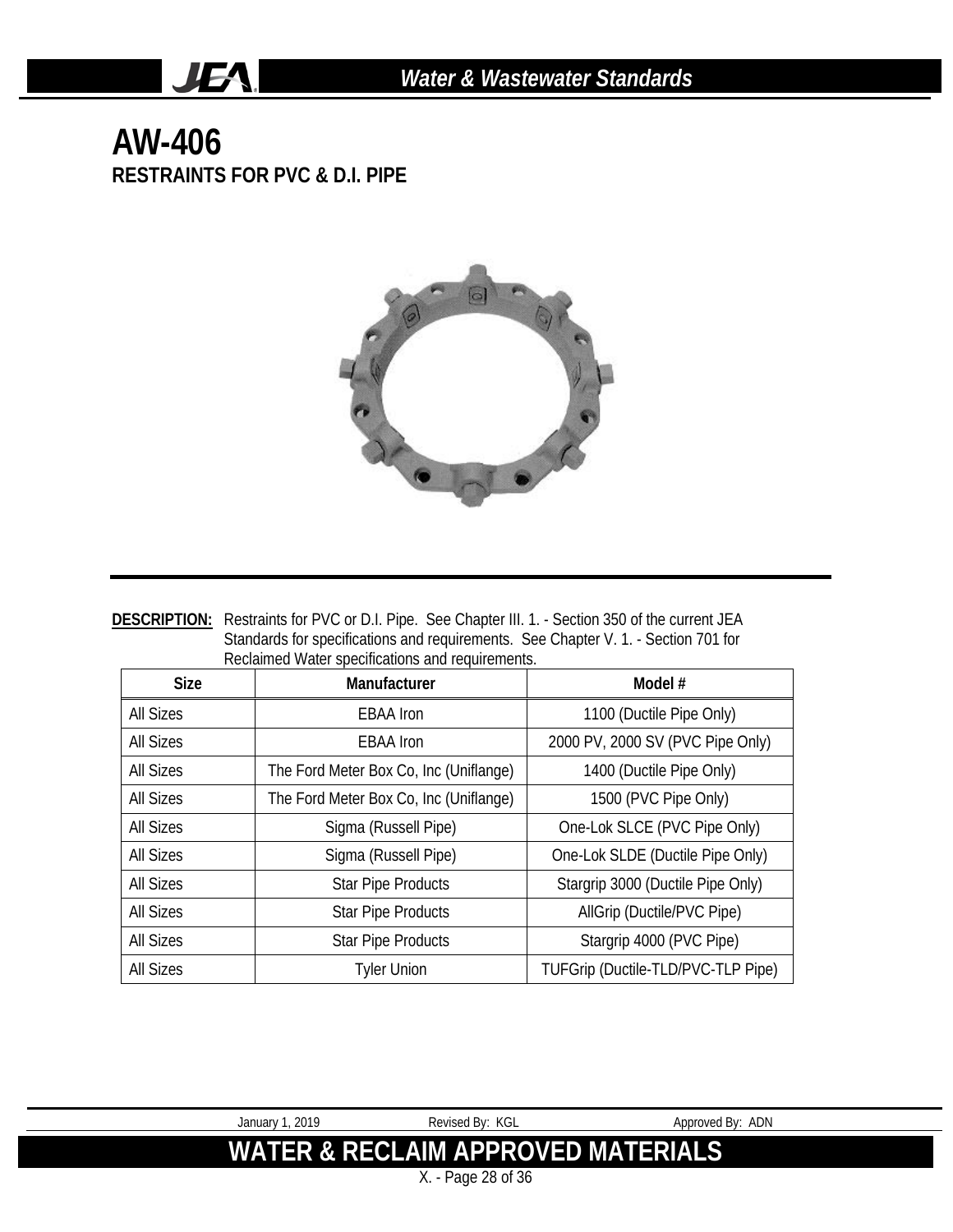# AW-406

## RESTRAINTS FOR PVC & D.I. PIPE

**DESCRIPTION:** Restraints for PVC or D.I. Pipe. See Chapter III. 1. - Section 350 of the current JEA Standards for specifications and requirements. See Chapter V. 1. - Section 701 for Reclaimed Water specifications and requirements.

| Size | Manufacturer | Model # |
|---|---|---|
| All Sizes | EBAA Iron | 1100 (Ductile Pipe Only) |
| All Sizes | EBAA Iron | 2000 PV, 2000 SV (PVC Pipe Only) |
| All Sizes | The Ford Meter Box Co, Inc (Uniflange) | 1400 (Ductile Pipe Only) |
| All Sizes | The Ford Meter Box Co, Inc (Uniflange) | 1500 (PVC Pipe Only) |
| All Sizes | Sigma (Russell Pipe) | One-Lok SLCE (PVC Pipe Only) |
| All Sizes | Sigma (Russell Pipe) | One-Lok SLDE (Ductile Pipe Only) |
| All Sizes | Star Pipe Products | Stargrip 3000 (Ductile Pipe Only) |
| All Sizes | Star Pipe Products | AllGrip (Ductile/PVC Pipe) |
| All Sizes | Star Pipe Products | Stargrip 4000 (PVC Pipe) |
| All Sizes | Tyler Union | TUFGrip (Ductile-TLD/PVC-TLP Pipe) |

January 1, 2019 Revised By: KGL Approved By: ADN

**WATER & RECLAIM APPROVED MATERIALS**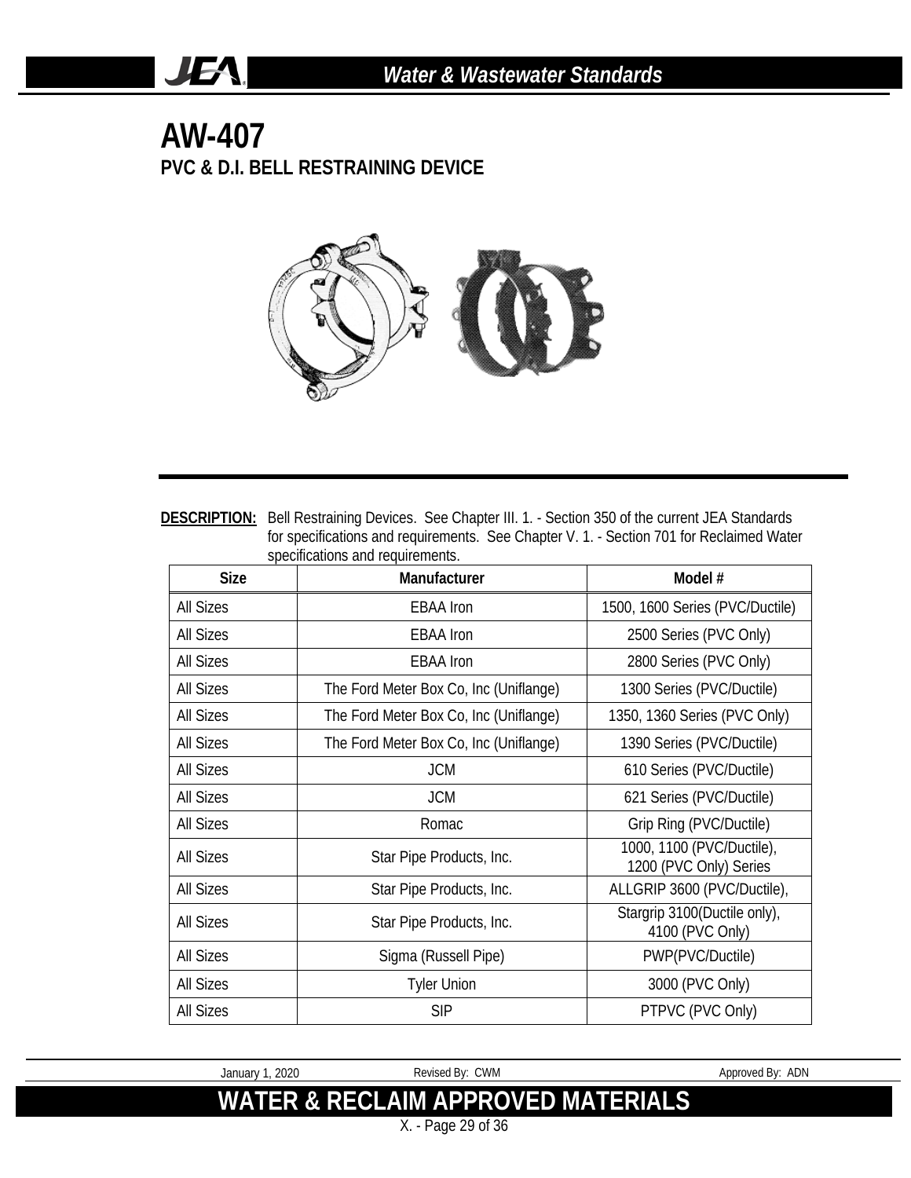# AW-407

## PVC & D.I. BELL RESTRAINING DEVICE

**DESCRIPTION:** Bell Restraining Devices. See Chapter III. 1. - Section 350 of the current JEA Standards for specifications and requirements. See Chapter V. 1. - Section 701 for Reclaimed Water specifications and requirements.

| Size | Manufacturer | Model # |
|---|---|---|
| All Sizes | EBAA Iron | 1500, 1600 Series (PVC/Ductile) |
| All Sizes | EBAA Iron | 2500 Series (PVC Only) |
| All Sizes | EBAA Iron | 2800 Series (PVC Only) |
| All Sizes | The Ford Meter Box Co, Inc (Uniflange) | 1300 Series (PVC/Ductile) |
| All Sizes | The Ford Meter Box Co, Inc (Uniflange) | 1350, 1360 Series (PVC Only) |
| All Sizes | The Ford Meter Box Co, Inc (Uniflange) | 1390 Series (PVC/Ductile) |
| All Sizes | JCM | 610 Series (PVC/Ductile) |
| All Sizes | JCM | 621 Series (PVC/Ductile) |
| All Sizes | Romac | Grip Ring (PVC/Ductile) |
| All Sizes | Star Pipe Products, Inc. | 1000, 1100 (PVC/Ductile), 1200 (PVC Only) Series |
| All Sizes | Star Pipe Products, Inc. | ALLGRIP 3600 (PVC/Ductile), |
| All Sizes | Star Pipe Products, Inc. | Stargrip 3100(Ductile only), 4100 (PVC Only) |
| All Sizes | Sigma (Russell Pipe) | PWP(PVC/Ductile) |
| All Sizes | Tyler Union | 3000 (PVC Only) |
| All Sizes | SIP | PTPVC (PVC Only) |

January 1, 2020 Revised By: CWM Approved By: ADN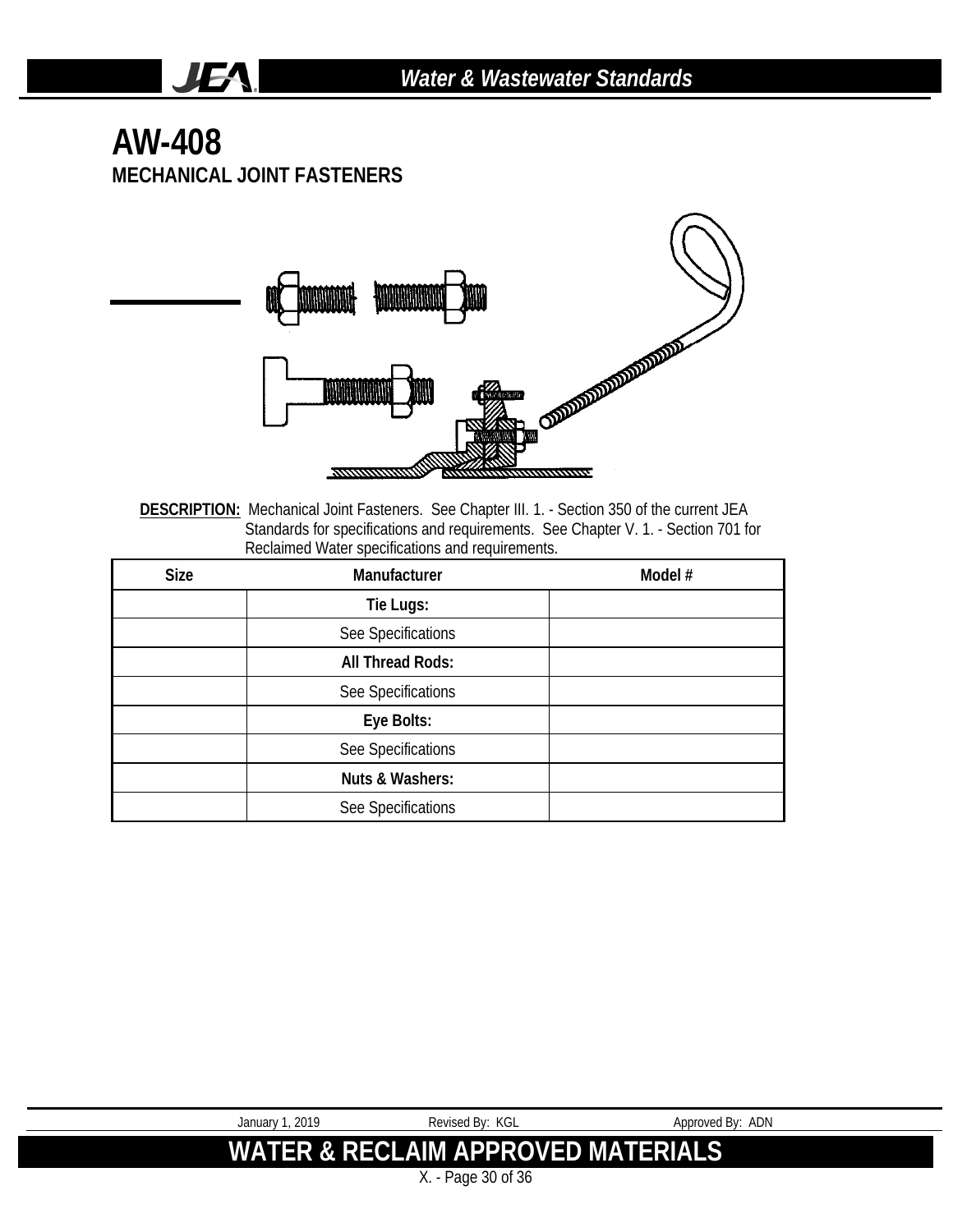# AW-408

## MECHANICAL JOINT FASTENERS

**DESCRIPTION:** Mechanical Joint Fasteners. See Chapter III. 1. - Section 350 of the current JEA Standards for specifications and requirements. See Chapter V. 1. - Section 701 for Reclaimed Water specifications and requirements.

| Size | Manufacturer | Model # |
|---|---|---|
| | **Tie Lugs:** | |
| | See Specifications | |
| | **All Thread Rods:** | |
| | See Specifications | |
| | **Eye Bolts:** | |
| | See Specifications | |
| | **Nuts & Washers:** | |
| | See Specifications | |

January 1, 2019 Revised By: KGL Approved By: ADN

**WATER & RECLAIM APPROVED MATERIALS**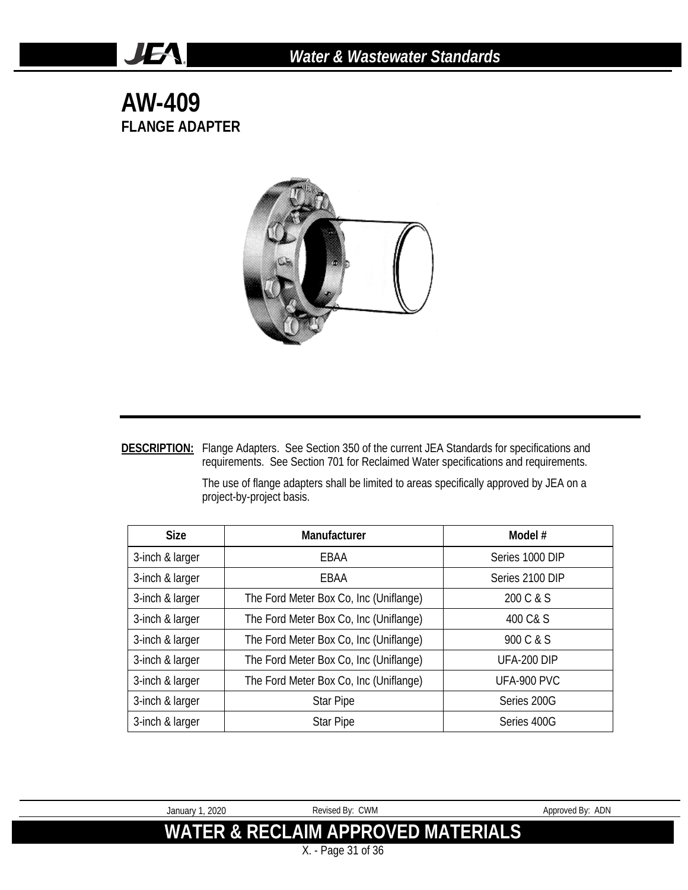# AW-409

## FLANGE ADAPTER

**DESCRIPTION:** Flange Adapters. See Section 350 of the current JEA Standards for specifications and requirements. See Section 701 for Reclaimed Water specifications and requirements.

The use of flange adapters shall be limited to areas specifically approved by JEA on a project-by-project basis.

| Size | Manufacturer | Model # |
|---|---|---|
| 3-inch & larger | EBAA | Series 1000 DIP |
| 3-inch & larger | EBAA | Series 2100 DIP |
| 3-inch & larger | The Ford Meter Box Co, Inc (Uniflange) | 200 C & S |
| 3-inch & larger | The Ford Meter Box Co, Inc (Uniflange) | 400 C& S |
| 3-inch & larger | The Ford Meter Box Co, Inc (Uniflange) | 900 C & S |
| 3-inch & larger | The Ford Meter Box Co, Inc (Uniflange) | UFA-200 DIP |
| 3-inch & larger | The Ford Meter Box Co, Inc (Uniflange) | UFA-900 PVC |
| 3-inch & larger | Star Pipe | Series 200G |
| 3-inch & larger | Star Pipe | Series 400G |

January 1, 2020 Revised By: CWM Approved By: ADN

**WATER & RECLAIM APPROVED MATERIALS**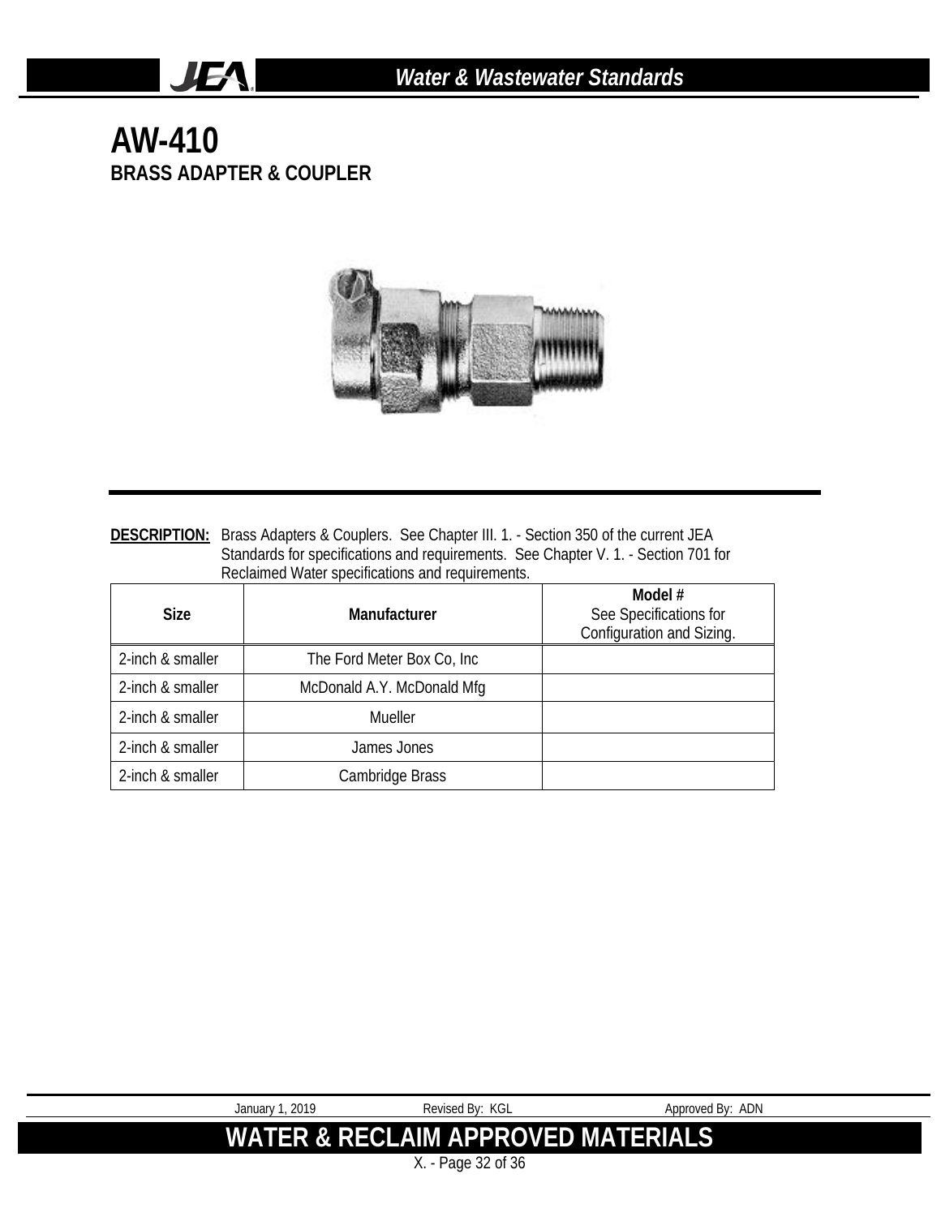# AW-410

## BRASS ADAPTER & COUPLER

**DESCRIPTION:** Brass Adapters & Couplers. See Chapter III. 1. - Section 350 of the current JEA Standards for specifications and requirements. See Chapter V. 1. - Section 701 for Reclaimed Water specifications and requirements.

| Size | Manufacturer | Model # See Specifications for Configuration and Sizing. |
|---|---|---|
| 2-inch & smaller | The Ford Meter Box Co, Inc | |
| 2-inch & smaller | McDonald A.Y. McDonald Mfg | |
| 2-inch & smaller | Mueller | |
| 2-inch & smaller | James Jones | |
| 2-inch & smaller | Cambridge Brass | |

January 1, 2019 Revised By: KGL Approved By: ADN

**WATER & RECLAIM APPROVED MATERIALS**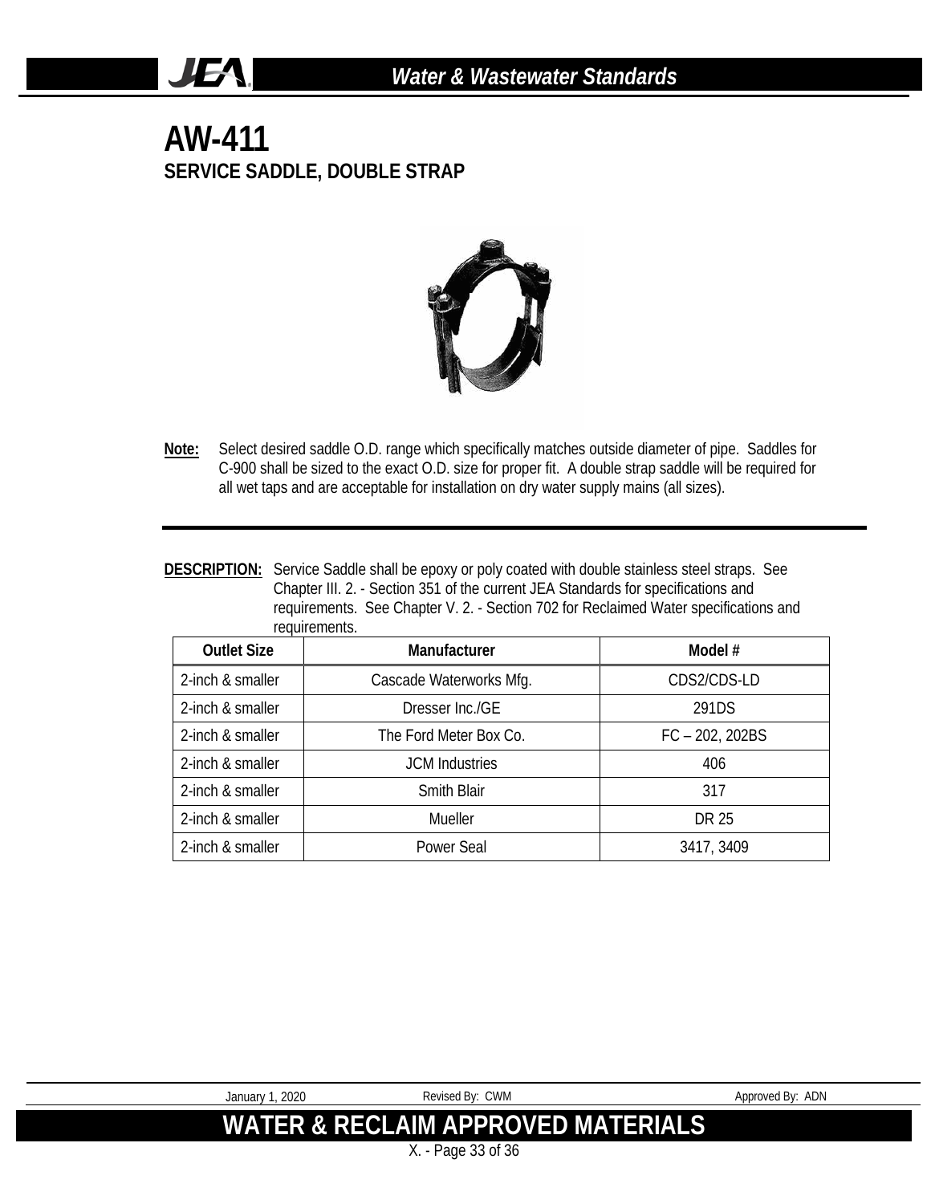# AW-411

## SERVICE SADDLE, DOUBLE STRAP

**Note:** Select desired saddle O.D. range which specifically matches outside diameter of pipe. Saddles for C-900 shall be sized to the exact O.D. size for proper fit. A double strap saddle will be required for all wet taps and are acceptable for installation on dry water supply mains (all sizes).

---

**DESCRIPTION:** Service Saddle shall be epoxy or poly coated with double stainless steel straps. See Chapter III. 2. - Section 351 of the current JEA Standards for specifications and requirements. See Chapter V. 2. - Section 702 for Reclaimed Water specifications and requirements.

| Outlet Size | Manufacturer | Model # |
|---|---|---|
| 2-inch & smaller | Cascade Waterworks Mfg. | CDS2/CDS-LD |
| 2-inch & smaller | Dresser Inc./GE | 291DS |
| 2-inch & smaller | The Ford Meter Box Co. | FC – 202, 202BS |
| 2-inch & smaller | JCM Industries | 406 |
| 2-inch & smaller | Smith Blair | 317 |
| 2-inch & smaller | Mueller | DR 25 |
| 2-inch & smaller | Power Seal | 3417, 3409 |

January 1, 2020 Revised By: CWM Approved By: ADN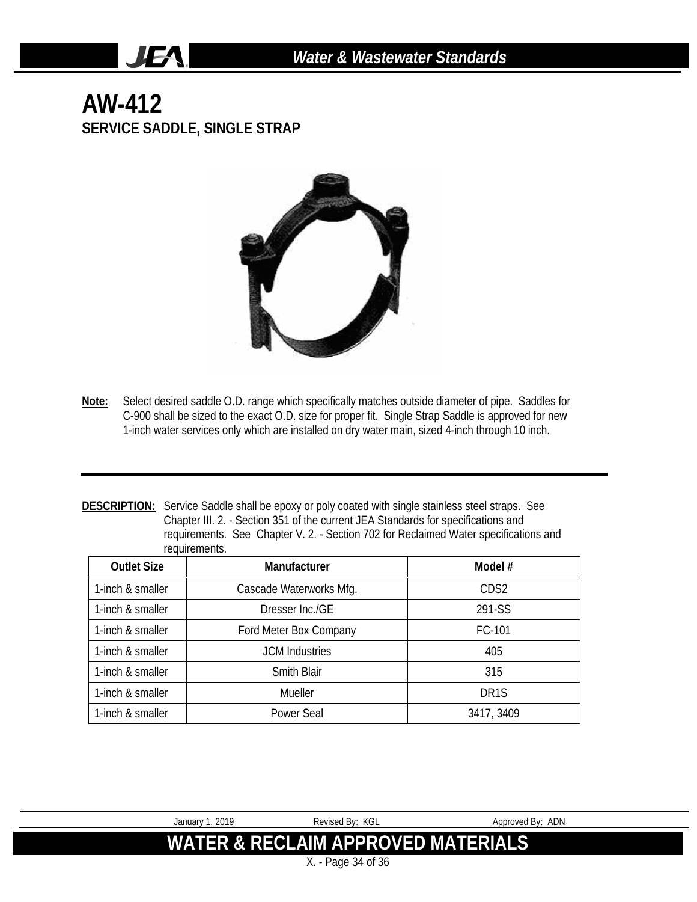# AW-412

## SERVICE SADDLE, SINGLE STRAP

**Note:** Select desired saddle O.D. range which specifically matches outside diameter of pipe. Saddles for C-900 shall be sized to the exact O.D. size for proper fit. Single Strap Saddle is approved for new 1-inch water services only which are installed on dry water main, sized 4-inch through 10 inch.

---

**DESCRIPTION:** Service Saddle shall be epoxy or poly coated with single stainless steel straps. See Chapter III. 2. - Section 351 of the current JEA Standards for specifications and requirements. See Chapter V. 2. - Section 702 for Reclaimed Water specifications and requirements.

| Outlet Size | Manufacturer | Model # |
|---|---|---|
| 1-inch & smaller | Cascade Waterworks Mfg. | CDS2 |
| 1-inch & smaller | Dresser Inc./GE | 291-SS |
| 1-inch & smaller | Ford Meter Box Company | FC-101 |
| 1-inch & smaller | JCM Industries | 405 |
| 1-inch & smaller | Smith Blair | 315 |
| 1-inch & smaller | Mueller | DR1S |
| 1-inch & smaller | Power Seal | 3417, 3409 |

January 1, 2019 Revised By: KGL Approved By: ADN

**WATER & RECLAIM APPROVED MATERIALS**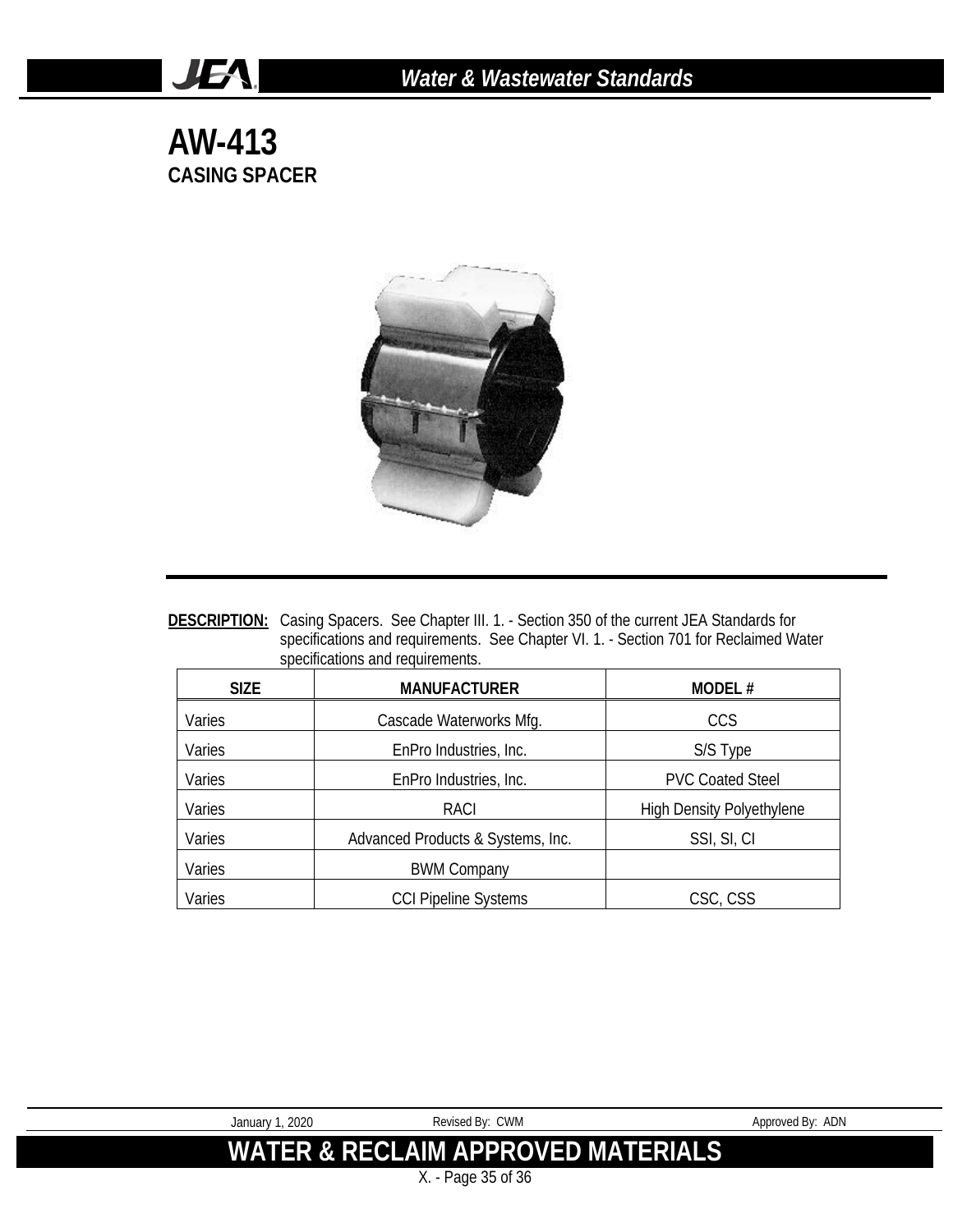# AW-413

## CASING SPACER

**DESCRIPTION:** Casing Spacers. See Chapter III. 1. - Section 350 of the current JEA Standards for specifications and requirements. See Chapter VI. 1. - Section 701 for Reclaimed Water specifications and requirements.

| SIZE | MANUFACTURER | MODEL # |
|---|---|---|
| Varies | Cascade Waterworks Mfg. | CCS |
| Varies | EnPro Industries, Inc. | S/S Type |
| Varies | EnPro Industries, Inc. | PVC Coated Steel |
| Varies | RACI | High Density Polyethylene |
| Varies | Advanced Products & Systems, Inc. | SSI, SI, CI |
| Varies | BWM Company | |
| Varies | CCI Pipeline Systems | CSC, CSS |

January 1, 2020 | Revised By: CWM | Approved By: ADN

**WATER & RECLAIM APPROVED MATERIALS**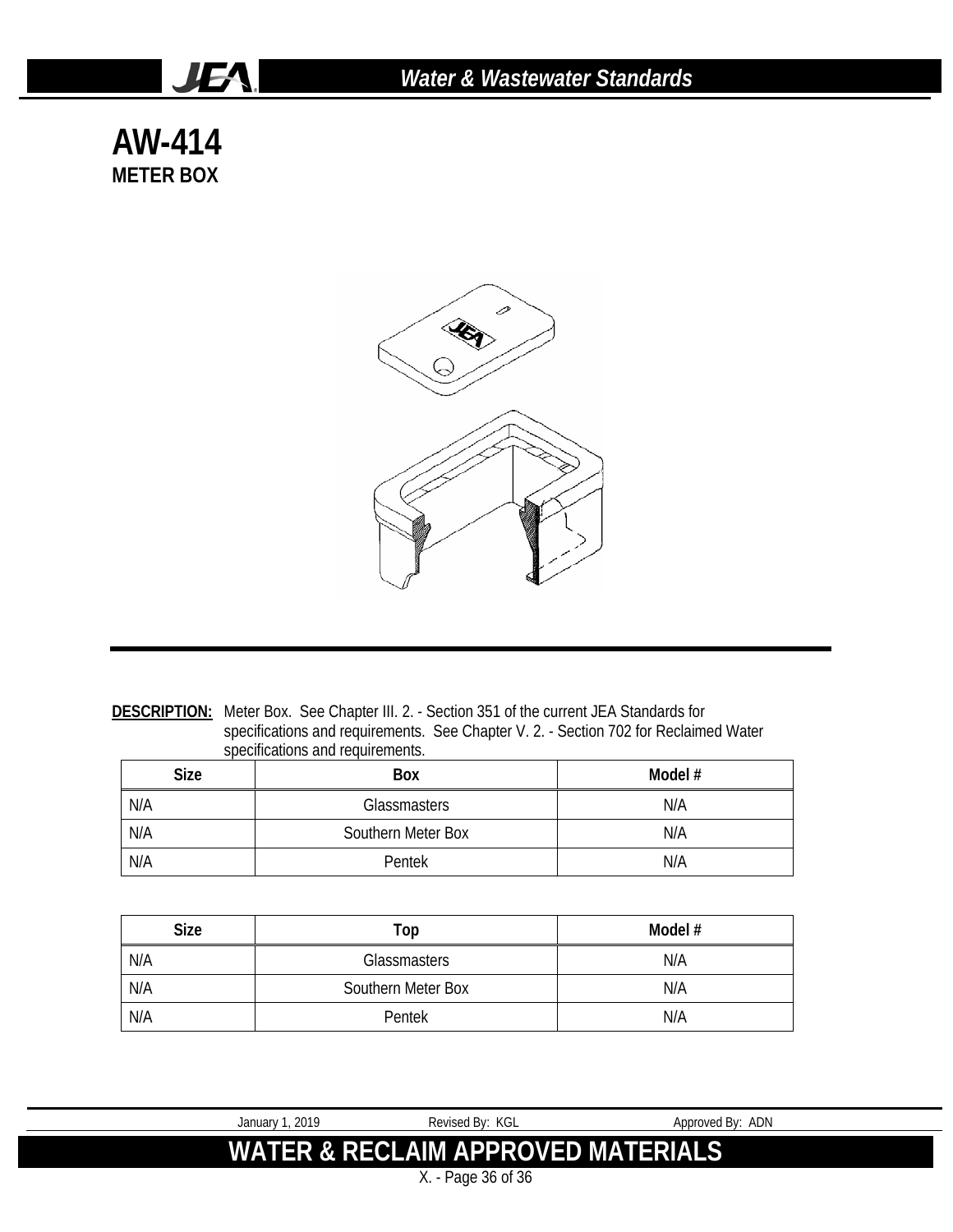# AW-414

## METER BOX

**DESCRIPTION:** Meter Box. See Chapter III. 2. - Section 351 of the current JEA Standards for specifications and requirements. See Chapter V. 2. - Section 702 for Reclaimed Water specifications and requirements.

| Size | Box | Model # |
|---|---|---|
| N/A | Glassmasters | N/A |
| N/A | Southern Meter Box | N/A |
| N/A | Pentek | N/A |

| Size | Top | Model # |
|---|---|---|
| N/A | Glassmasters | N/A |
| N/A | Southern Meter Box | N/A |
| N/A | Pentek | N/A |

January 1, 2019 Revised By: KGL Approved By: ADN

**WATER & RECLAIM APPROVED MATERIALS**